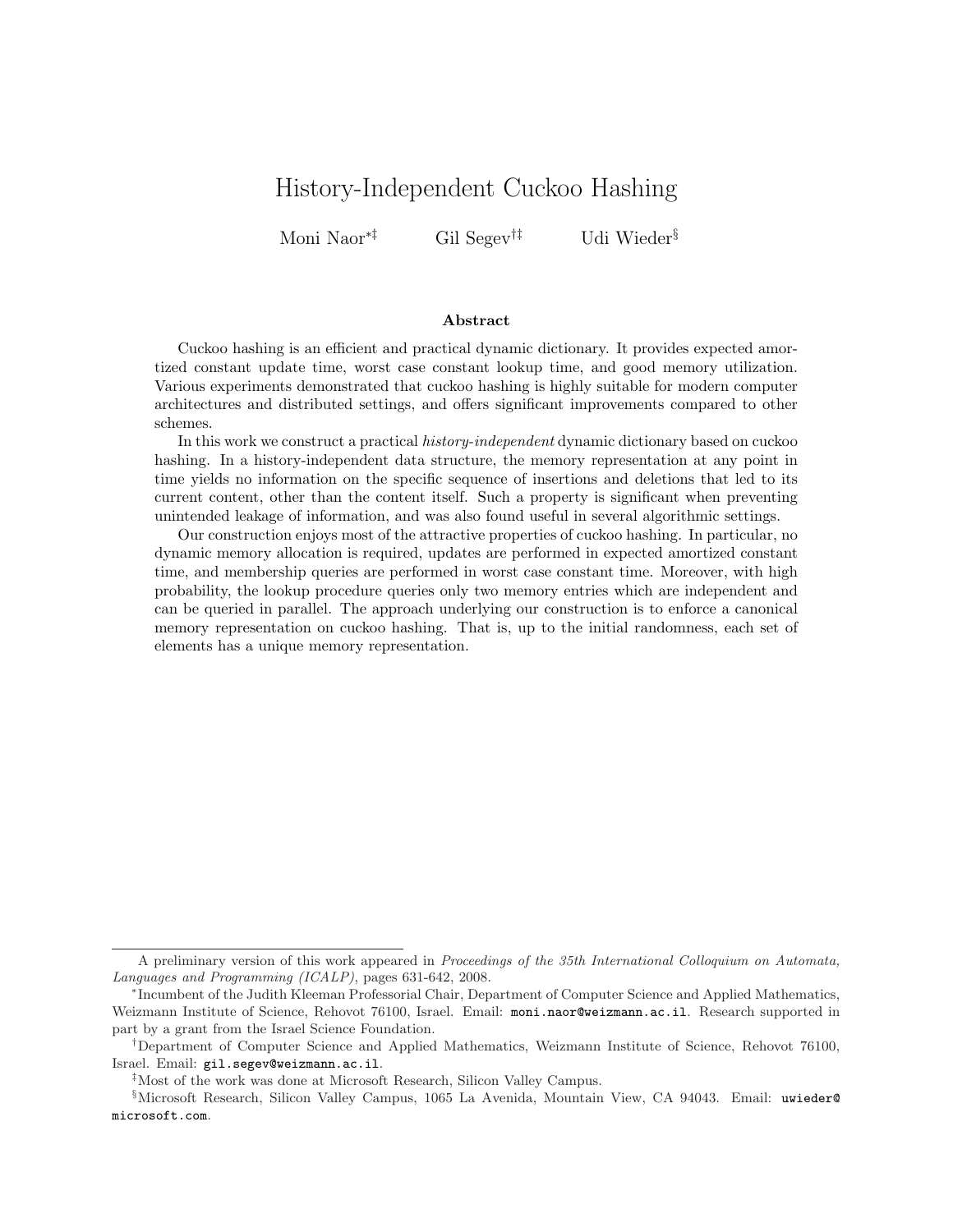# History-Independent Cuckoo Hashing

Moni Naor[*‡] Gil Segev[†‡] Udi Wieder[§]

### Abstract

Cuckoo hashing is an efficient and practical dynamic dictionary. It provides expected amortized constant update time, worst case constant lookup time, and good memory utilization. Various experiments demonstrated that cuckoo hashing is highly suitable for modern computer architectures and distributed settings, and offers significant improvements compared to other schemes.

In this work we construct a practical *history-independent* dynamic dictionary based on cuckoo hashing. In a history-independent data structure, the memory representation at any point in time yields no information on the specific sequence of insertions and deletions that led to its current content, other than the content itself. Such a property is significant when preventing unintended leakage of information, and was also found useful in several algorithmic settings.

Our construction enjoys most of the attractive properties of cuckoo hashing. In particular, no dynamic memory allocation is required, updates are performed in expected amortized constant time, and membership queries are performed in worst case constant time. Moreover, with high probability, the lookup procedure queries only two memory entries which are independent and can be queried in parallel. The approach underlying our construction is to enforce a canonical memory representation on cuckoo hashing. That is, up to the initial randomness, each set of elements has a unique memory representation.

---

A preliminary version of this work appeared in *Proceedings of the 35th International Colloquium on Automata, Languages and Programming (ICALP)*, pages 631-642, 2008.

[*]Incumbent of the Judith Kleeman Professorial Chair, Department of Computer Science and Applied Mathematics, Weizmann Institute of Science, Rehovot 76100, Israel. Email: moni.naor@weizmann.ac.il. Research supported in part by a grant from the Israel Science Foundation.

[†]Department of Computer Science and Applied Mathematics, Weizmann Institute of Science, Rehovot 76100, Israel. Email: gil.segev@weizmann.ac.il.

[‡]Most of the work was done at Microsoft Research, Silicon Valley Campus.

[§]Microsoft Research, Silicon Valley Campus, 1065 La Avenida, Mountain View, CA 94043. Email: uwieder@microsoft.com.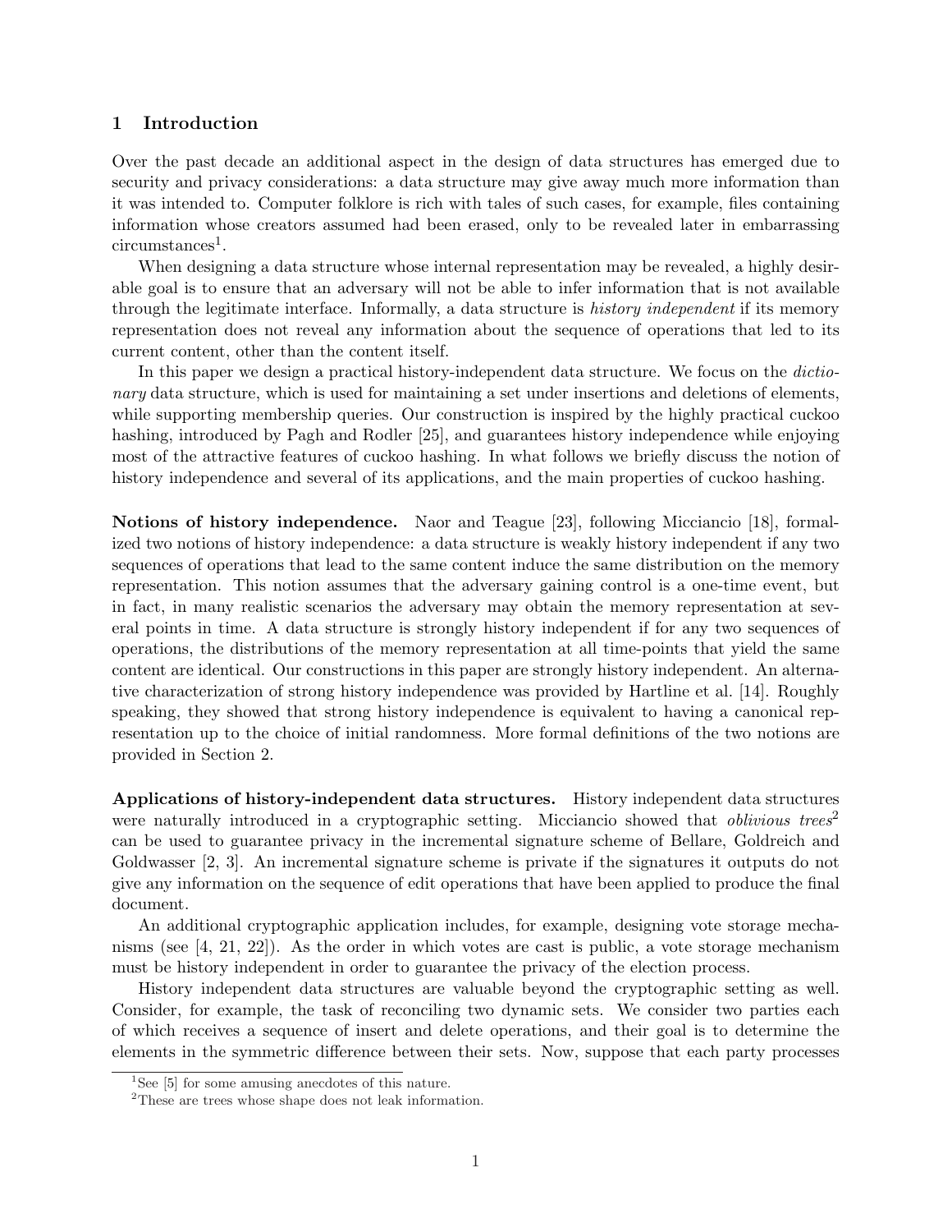## 1 Introduction

Over the past decade an additional aspect in the design of data structures has emerged due to security and privacy considerations: a data structure may give away much more information than it was intended to. Computer folklore is rich with tales of such cases, for example, files containing information whose creators assumed had been erased, only to be revealed later in embarrassing circumstances[1].

When designing a data structure whose internal representation may be revealed, a highly desirable goal is to ensure that an adversary will not be able to infer information that is not available through the legitimate interface. Informally, a data structure is *history independent* if its memory representation does not reveal any information about the sequence of operations that led to its current content, other than the content itself.

In this paper we design a practical history-independent data structure. We focus on the *dictionary* data structure, which is used for maintaining a set under insertions and deletions of elements, while supporting membership queries. Our construction is inspired by the highly practical cuckoo hashing, introduced by Pagh and Rodler [25], and guarantees history independence while enjoying most of the attractive features of cuckoo hashing. In what follows we briefly discuss the notion of history independence and several of its applications, and the main properties of cuckoo hashing.

**Notions of history independence.** Naor and Teague [23], following Micciancio [18], formalized two notions of history independence: a data structure is weakly history independent if any two sequences of operations that lead to the same content induce the same distribution on the memory representation. This notion assumes that the adversary gaining control is a one-time event, but in fact, in many realistic scenarios the adversary may obtain the memory representation at several points in time. A data structure is strongly history independent if for any two sequences of operations, the distributions of the memory representation at all time-points that yield the same content are identical. Our constructions in this paper are strongly history independent. An alternative characterization of strong history independence was provided by Hartline et al. [14]. Roughly speaking, they showed that strong history independence is equivalent to having a canonical representation up to the choice of initial randomness. More formal definitions of the two notions are provided in Section 2.

**Applications of history-independent data structures.** History independent data structures were naturally introduced in a cryptographic setting. Micciancio showed that *oblivious trees*[2] can be used to guarantee privacy in the incremental signature scheme of Bellare, Goldreich and Goldwasser [2, 3]. An incremental signature scheme is private if the signatures it outputs do not give any information on the sequence of edit operations that have been applied to produce the final document.

An additional cryptographic application includes, for example, designing vote storage mechanisms (see [4, 21, 22]). As the order in which votes are cast is public, a vote storage mechanism must be history independent in order to guarantee the privacy of the election process.

History independent data structures are valuable beyond the cryptographic setting as well. Consider, for example, the task of reconciling two dynamic sets. We consider two parties each of which receives a sequence of insert and delete operations, and their goal is to determine the elements in the symmetric difference between their sets. Now, suppose that each party processes

[1] See [5] for some amusing anecdotes of this nature.

[2] These are trees whose shape does not leak information.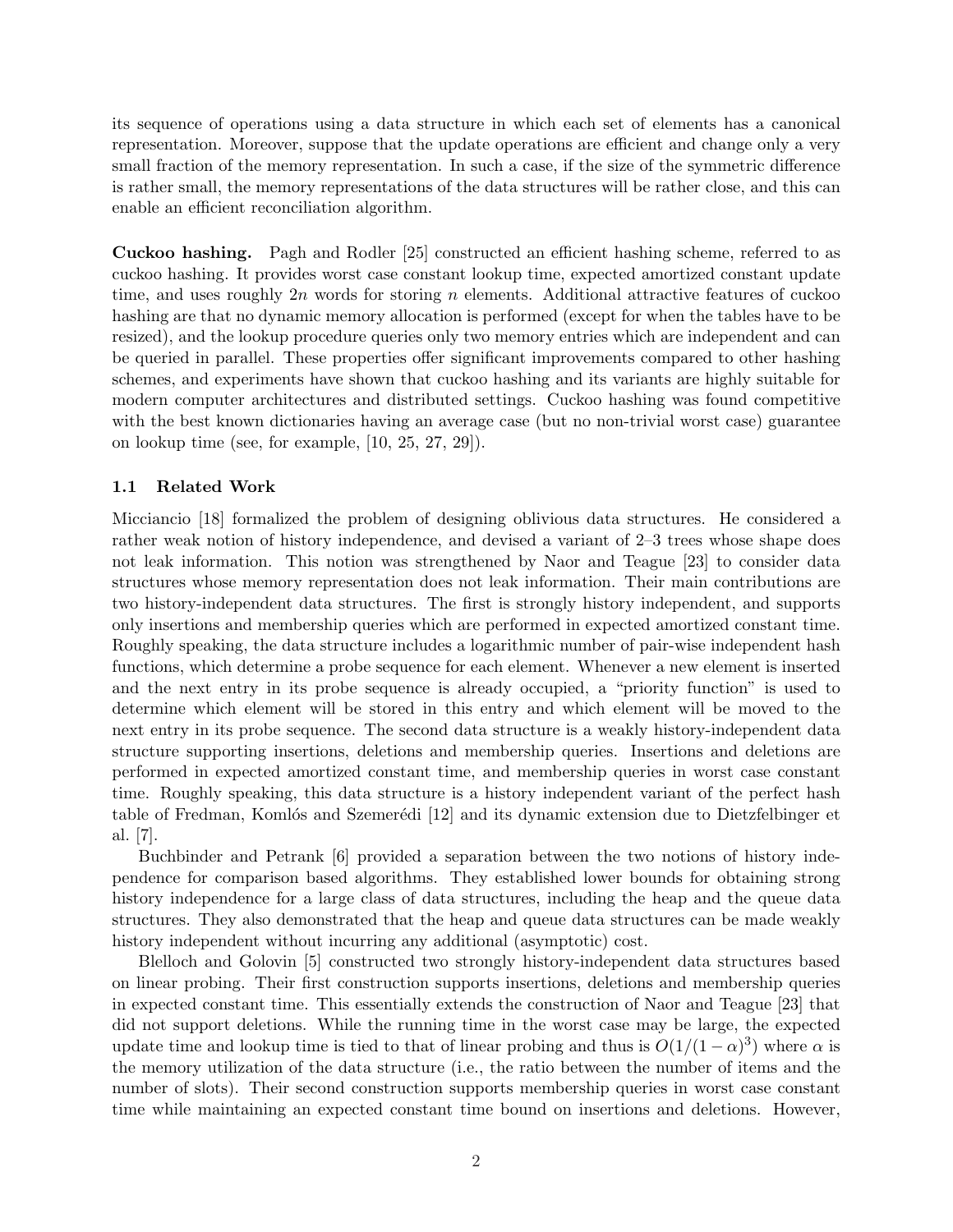its sequence of operations using a data structure in which each set of elements has a canonical representation. Moreover, suppose that the update operations are efficient and change only a very small fraction of the memory representation. In such a case, if the size of the symmetric difference is rather small, the memory representations of the data structures will be rather close, and this can enable an efficient reconciliation algorithm.

**Cuckoo hashing.** Pagh and Rodler [25] constructed an efficient hashing scheme, referred to as cuckoo hashing. It provides worst case constant lookup time, expected amortized constant update time, and uses roughly $2n$ words for storing $n$ elements. Additional attractive features of cuckoo hashing are that no dynamic memory allocation is performed (except for when the tables have to be resized), and the lookup procedure queries only two memory entries which are independent and can be queried in parallel. These properties offer significant improvements compared to other hashing schemes, and experiments have shown that cuckoo hashing and its variants are highly suitable for modern computer architectures and distributed settings. Cuckoo hashing was found competitive with the best known dictionaries having an average case (but no non-trivial worst case) guarantee on lookup time (see, for example, [10, 25, 27, 29]).

## 1.1 Related Work

Micciancio [18] formalized the problem of designing oblivious data structures. He considered a rather weak notion of history independence, and devised a variant of 2–3 trees whose shape does not leak information. This notion was strengthened by Naor and Teague [23] to consider data structures whose memory representation does not leak information. Their main contributions are two history-independent data structures. The first is strongly history independent, and supports only insertions and membership queries which are performed in expected amortized constant time. Roughly speaking, the data structure includes a logarithmic number of pair-wise independent hash functions, which determine a probe sequence for each element. Whenever a new element is inserted and the next entry in its probe sequence is already occupied, a "priority function" is used to determine which element will be stored in this entry and which element will be moved to the next entry in its probe sequence. The second data structure is a weakly history-independent data structure supporting insertions, deletions and membership queries. Insertions and deletions are performed in expected amortized constant time, and membership queries in worst case constant time. Roughly speaking, this data structure is a history independent variant of the perfect hash table of Fredman, Komlós and Szemerédi [12] and its dynamic extension due to Dietzfelbinger et al. [7].

Buchbinder and Petrank [6] provided a separation between the two notions of history independence for comparison based algorithms. They established lower bounds for obtaining strong history independence for a large class of data structures, including the heap and the queue data structures. They also demonstrated that the heap and queue data structures can be made weakly history independent without incurring any additional (asymptotic) cost.

Blelloch and Golovin [5] constructed two strongly history-independent data structures based on linear probing. Their first construction supports insertions, deletions and membership queries in expected constant time. This essentially extends the construction of Naor and Teague [23] that did not support deletions. While the running time in the worst case may be large, the expected update time and lookup time is tied to that of linear probing and thus is $O(1/(1-\alpha)^3)$ where $\alpha$ is the memory utilization of the data structure (i.e., the ratio between the number of items and the number of slots). Their second construction supports membership queries in worst case constant time while maintaining an expected constant time bound on insertions and deletions. However,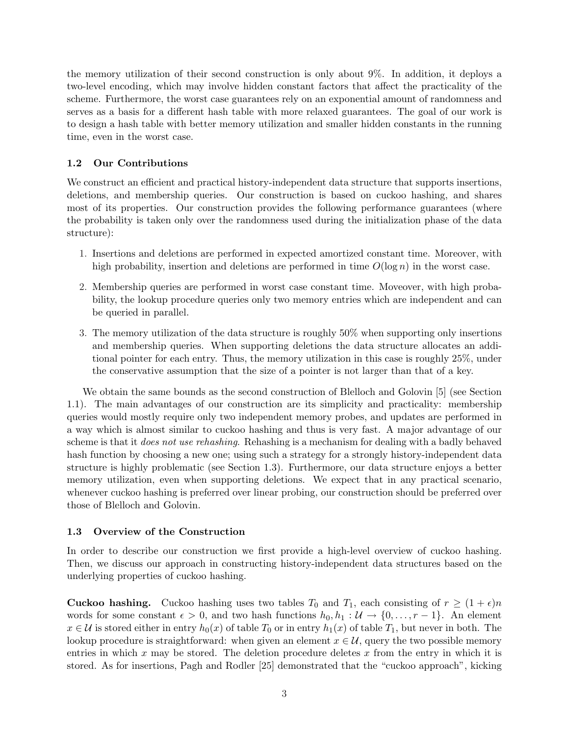the memory utilization of their second construction is only about 9%. In addition, it deploys a two-level encoding, which may involve hidden constant factors that affect the practicality of the scheme. Furthermore, the worst case guarantees rely on an exponential amount of randomness and serves as a basis for a different hash table with more relaxed guarantees. The goal of our work is to design a hash table with better memory utilization and smaller hidden constants in the running time, even in the worst case.

### 1.2 Our Contributions

We construct an efficient and practical history-independent data structure that supports insertions, deletions, and membership queries. Our construction is based on cuckoo hashing, and shares most of its properties. Our construction provides the following performance guarantees (where the probability is taken only over the randomness used during the initialization phase of the data structure):

1. Insertions and deletions are performed in expected amortized constant time. Moreover, with high probability, insertion and deletions are performed in time $O(\log n)$ in the worst case.
2. Membership queries are performed in worst case constant time. Moveover, with high probability, the lookup procedure queries only two memory entries which are independent and can be queried in parallel.
3. The memory utilization of the data structure is roughly 50% when supporting only insertions and membership queries. When supporting deletions the data structure allocates an additional pointer for each entry. Thus, the memory utilization in this case is roughly 25%, under the conservative assumption that the size of a pointer is not larger than that of a key.

We obtain the same bounds as the second construction of Blelloch and Golovin [5] (see Section 1.1). The main advantages of our construction are its simplicity and practicality: membership queries would mostly require only two independent memory probes, and updates are performed in a way which is almost similar to cuckoo hashing and thus is very fast. A major advantage of our scheme is that it *does not use rehashing*. Rehashing is a mechanism for dealing with a badly behaved hash function by choosing a new one; using such a strategy for a strongly history-independent data structure is highly problematic (see Section 1.3). Furthermore, our data structure enjoys a better memory utilization, even when supporting deletions. We expect that in any practical scenario, whenever cuckoo hashing is preferred over linear probing, our construction should be preferred over those of Blelloch and Golovin.

### 1.3 Overview of the Construction

In order to describe our construction we first provide a high-level overview of cuckoo hashing. Then, we discuss our approach in constructing history-independent data structures based on the underlying properties of cuckoo hashing.

**Cuckoo hashing.** Cuckoo hashing uses two tables $T_0$ and $T_1$, each consisting of $r \geq (1+\epsilon)n$ words for some constant $\epsilon > 0$, and two hash functions $h_0, h_1 : \mathcal{U} \rightarrow \{0, \ldots, r-1\}$. An element $x \in \mathcal{U}$ is stored either in entry $h_0(x)$ of table $T_0$ or in entry $h_1(x)$ of table $T_1$, but never in both. The lookup procedure is straightforward: when given an element $x \in \mathcal{U}$, query the two possible memory entries in which $x$ may be stored. The deletion procedure deletes $x$ from the entry in which it is stored. As for insertions, Pagh and Rodler [25] demonstrated that the "cuckoo approach", kicking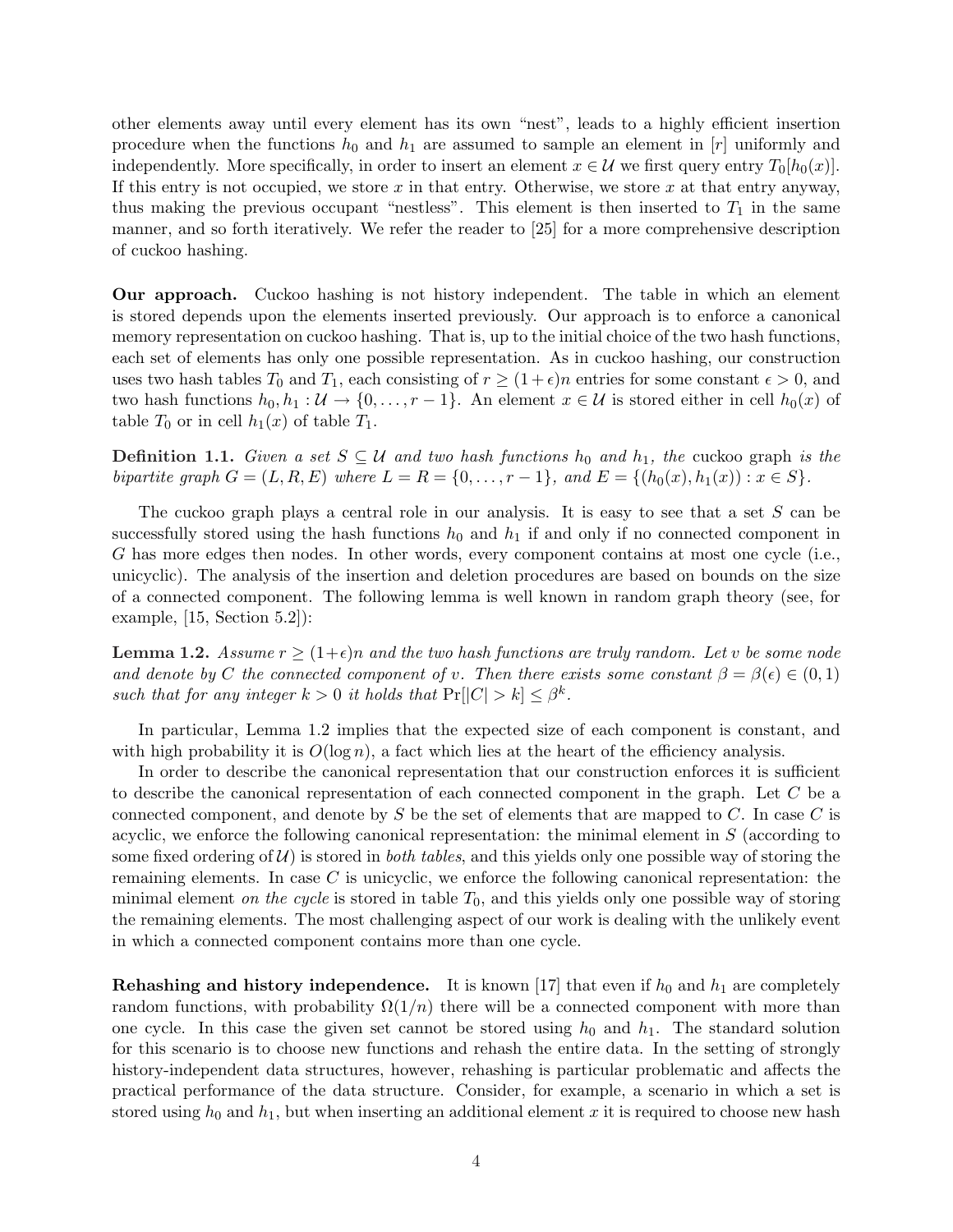other elements away until every element has its own "nest", leads to a highly efficient insertion procedure when the functions $h_0$ and $h_1$ are assumed to sample an element in $[r]$ uniformly and independently. More specifically, in order to insert an element $x \in \mathcal{U}$ we first query entry $T_0[h_0(x)]$. If this entry is not occupied, we store $x$ in that entry. Otherwise, we store $x$ at that entry anyway, thus making the previous occupant "nestless". This element is then inserted to $T_1$ in the same manner, and so forth iteratively. We refer the reader to [25] for a more comprehensive description of cuckoo hashing.

**Our approach.** Cuckoo hashing is not history independent. The table in which an element is stored depends upon the elements inserted previously. Our approach is to enforce a canonical memory representation on cuckoo hashing. That is, up to the initial choice of the two hash functions, each set of elements has only one possible representation. As in cuckoo hashing, our construction uses two hash tables $T_0$ and $T_1$, each consisting of $r \geq (1+\epsilon)n$ entries for some constant $\epsilon > 0$, and two hash functions $h_0, h_1 : \mathcal{U} \to \{0, \ldots, r-1\}$. An element $x \in \mathcal{U}$ is stored either in cell $h_0(x)$ of table $T_0$ or in cell $h_1(x)$ of table $T_1$.

**Definition 1.1.** *Given a set $S \subseteq \mathcal{U}$ and two hash functions $h_0$ and $h_1$, the* cuckoo graph *is the bipartite graph $G = (L, R, E)$ where $L = R = \{0, \ldots, r-1\}$, and $E = \{(h_0(x), h_1(x)) : x \in S\}$.*

The cuckoo graph plays a central role in our analysis. It is easy to see that a set $S$ can be successfully stored using the hash functions $h_0$ and $h_1$ if and only if no connected component in $G$ has more edges then nodes. In other words, every component contains at most one cycle (i.e., unicyclic). The analysis of the insertion and deletion procedures are based on bounds on the size of a connected component. The following lemma is well known in random graph theory (see, for example, [15, Section 5.2]):

**Lemma 1.2.** *Assume $r \geq (1+\epsilon)n$ and the two hash functions are truly random. Let $v$ be some node and denote by $C$ the connected component of $v$. Then there exists some constant $\beta = \beta(\epsilon) \in (0,1)$ such that for any integer $k > 0$ it holds that $\Pr[|C| > k] \leq \beta^k$.*

In particular, Lemma 1.2 implies that the expected size of each component is constant, and with high probability it is $O(\log n)$, a fact which lies at the heart of the efficiency analysis.

In order to describe the canonical representation that our construction enforces it is sufficient to describe the canonical representation of each connected component in the graph. Let $C$ be a connected component, and denote by $S$ be the set of elements that are mapped to $C$. In case $C$ is acyclic, we enforce the following canonical representation: the minimal element in $S$ (according to some fixed ordering of $\mathcal{U}$) is stored in *both tables*, and this yields only one possible way of storing the remaining elements. In case $C$ is unicyclic, we enforce the following canonical representation: the minimal element *on the cycle* is stored in table $T_0$, and this yields only one possible way of storing the remaining elements. The most challenging aspect of our work is dealing with the unlikely event in which a connected component contains more than one cycle.

**Rehashing and history independence.** It is known [17] that even if $h_0$ and $h_1$ are completely random functions, with probability $\Omega(1/n)$ there will be a connected component with more than one cycle. In this case the given set cannot be stored using $h_0$ and $h_1$. The standard solution for this scenario is to choose new functions and rehash the entire data. In the setting of strongly history-independent data structures, however, rehashing is particular problematic and affects the practical performance of the data structure. Consider, for example, a scenario in which a set is stored using $h_0$ and $h_1$, but when inserting an additional element $x$ it is required to choose new hash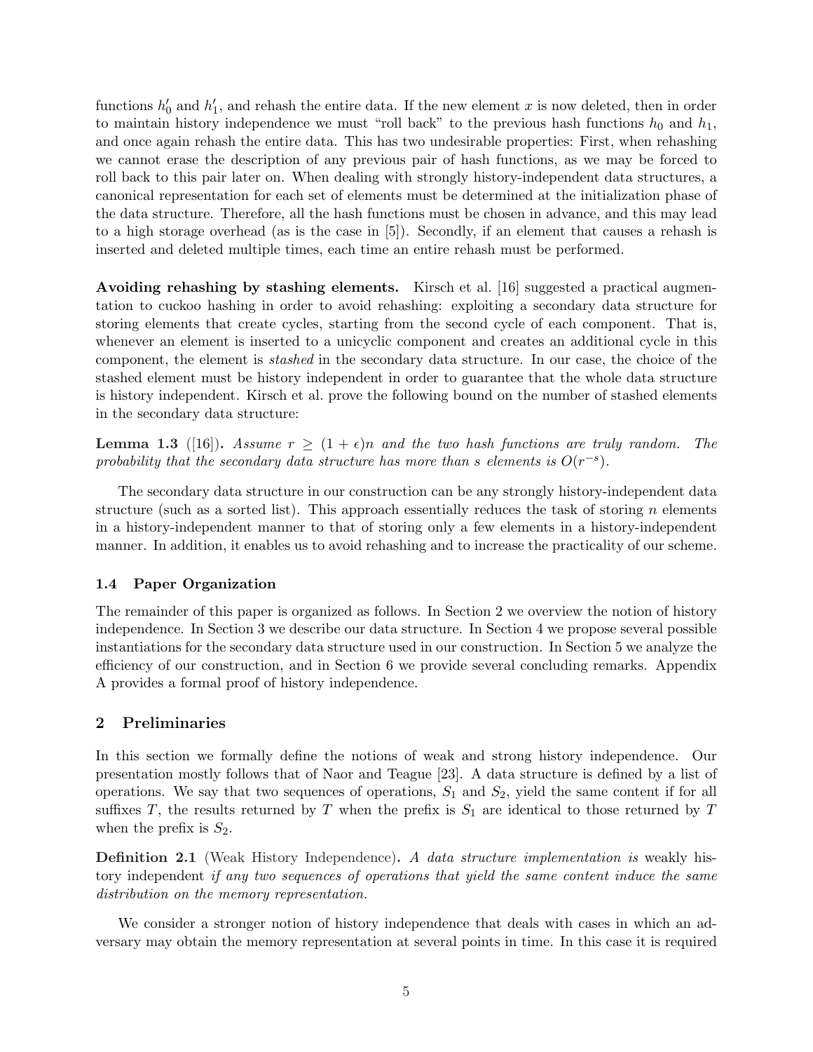functions $h'_0$ and $h'_1$, and rehash the entire data. If the new element $x$ is now deleted, then in order to maintain history independence we must "roll back" to the previous hash functions $h_0$ and $h_1$, and once again rehash the entire data. This has two undesirable properties: First, when rehashing we cannot erase the description of any previous pair of hash functions, as we may be forced to roll back to this pair later on. When dealing with strongly history-independent data structures, a canonical representation for each set of elements must be determined at the initialization phase of the data structure. Therefore, all the hash functions must be chosen in advance, and this may lead to a high storage overhead (as is the case in [5]). Secondly, if an element that causes a rehash is inserted and deleted multiple times, each time an entire rehash must be performed.

**Avoiding rehashing by stashing elements.** Kirsch et al. [16] suggested a practical augmentation to cuckoo hashing in order to avoid rehashing: exploiting a secondary data structure for storing elements that create cycles, starting from the second cycle of each component. That is, whenever an element is inserted to a unicyclic component and creates an additional cycle in this component, the element is *stashed* in the secondary data structure. In our case, the choice of the stashed element must be history independent in order to guarantee that the whole data structure is history independent. Kirsch et al. prove the following bound on the number of stashed elements in the secondary data structure:

**Lemma 1.3** ([16])**.** *Assume $r \geq (1+\epsilon)n$ and the two hash functions are truly random. The probability that the secondary data structure has more than $s$ elements is $O(r^{-s})$.*

The secondary data structure in our construction can be any strongly history-independent data structure (such as a sorted list). This approach essentially reduces the task of storing $n$ elements in a history-independent manner to that of storing only a few elements in a history-independent manner. In addition, it enables us to avoid rehashing and to increase the practicality of our scheme.

### 1.4 Paper Organization

The remainder of this paper is organized as follows. In Section 2 we overview the notion of history independence. In Section 3 we describe our data structure. In Section 4 we propose several possible instantiations for the secondary data structure used in our construction. In Section 5 we analyze the efficiency of our construction, and in Section 6 we provide several concluding remarks. Appendix A provides a formal proof of history independence.

## 2 Preliminaries

In this section we formally define the notions of weak and strong history independence. Our presentation mostly follows that of Naor and Teague [23]. A data structure is defined by a list of operations. We say that two sequences of operations, $S_1$ and $S_2$, yield the same content if for all suffixes $T$, the results returned by $T$ when the prefix is $S_1$ are identical to those returned by $T$ when the prefix is $S_2$.

**Definition 2.1** (Weak History Independence)**.** *A data structure implementation is* weakly history independent *if any two sequences of operations that yield the same content induce the same distribution on the memory representation.*

We consider a stronger notion of history independence that deals with cases in which an adversary may obtain the memory representation at several points in time. In this case it is required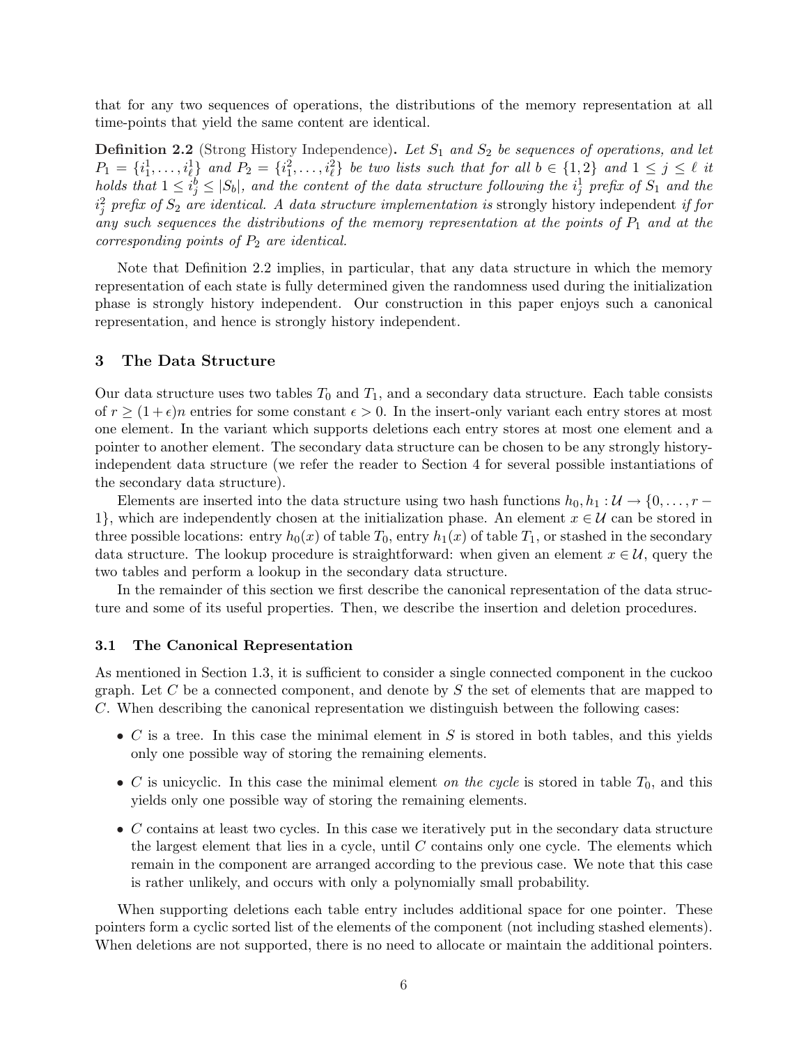that for any two sequences of operations, the distributions of the memory representation at all time-points that yield the same content are identical.

**Definition 2.2** (Strong History Independence)**.** *Let $S_1$ and $S_2$ be sequences of operations, and let $P_1 = \{i_1^1, \ldots, i_\ell^1\}$ and $P_2 = \{i_1^2, \ldots, i_\ell^2\}$ be two lists such that for all $b \in \{1, 2\}$ and $1 \leq j \leq \ell$ it holds that $1 \leq i_j^b \leq |S_b|$, and the content of the data structure following the $i_j^1$ prefix of $S_1$ and the $i_j^2$ prefix of $S_2$ are identical. A data structure implementation is* strongly history independent *if for any such sequences the distributions of the memory representation at the points of $P_1$ and at the corresponding points of $P_2$ are identical.*

Note that Definition 2.2 implies, in particular, that any data structure in which the memory representation of each state is fully determined given the randomness used during the initialization phase is strongly history independent. Our construction in this paper enjoys such a canonical representation, and hence is strongly history independent.

## 3 The Data Structure

Our data structure uses two tables $T_0$ and $T_1$, and a secondary data structure. Each table consists of $r \geq (1 + \epsilon)n$ entries for some constant $\epsilon > 0$. In the insert-only variant each entry stores at most one element. In the variant which supports deletions each entry stores at most one element and a pointer to another element. The secondary data structure can be chosen to be any strongly history-independent data structure (we refer the reader to Section 4 for several possible instantiations of the secondary data structure).

Elements are inserted into the data structure using two hash functions $h_0, h_1 : \mathcal{U} \to \{0, \ldots, r - 1\}$, which are independently chosen at the initialization phase. An element $x \in \mathcal{U}$ can be stored in three possible locations: entry $h_0(x)$ of table $T_0$, entry $h_1(x)$ of table $T_1$, or stashed in the secondary data structure. The lookup procedure is straightforward: when given an element $x \in \mathcal{U}$, query the two tables and perform a lookup in the secondary data structure.

In the remainder of this section we first describe the canonical representation of the data structure and some of its useful properties. Then, we describe the insertion and deletion procedures.

### 3.1 The Canonical Representation

As mentioned in Section 1.3, it is sufficient to consider a single connected component in the cuckoo graph. Let $C$ be a connected component, and denote by $S$ the set of elements that are mapped to $C$. When describing the canonical representation we distinguish between the following cases:

- $C$ is a tree. In this case the minimal element in $S$ is stored in both tables, and this yields only one possible way of storing the remaining elements.
- $C$ is unicyclic. In this case the minimal element *on the cycle* is stored in table $T_0$, and this yields only one possible way of storing the remaining elements.
- $C$ contains at least two cycles. In this case we iteratively put in the secondary data structure the largest element that lies in a cycle, until $C$ contains only one cycle. The elements which remain in the component are arranged according to the previous case. We note that this case is rather unlikely, and occurs with only a polynomially small probability.

When supporting deletions each table entry includes additional space for one pointer. These pointers form a cyclic sorted list of the elements of the component (not including stashed elements). When deletions are not supported, there is no need to allocate or maintain the additional pointers.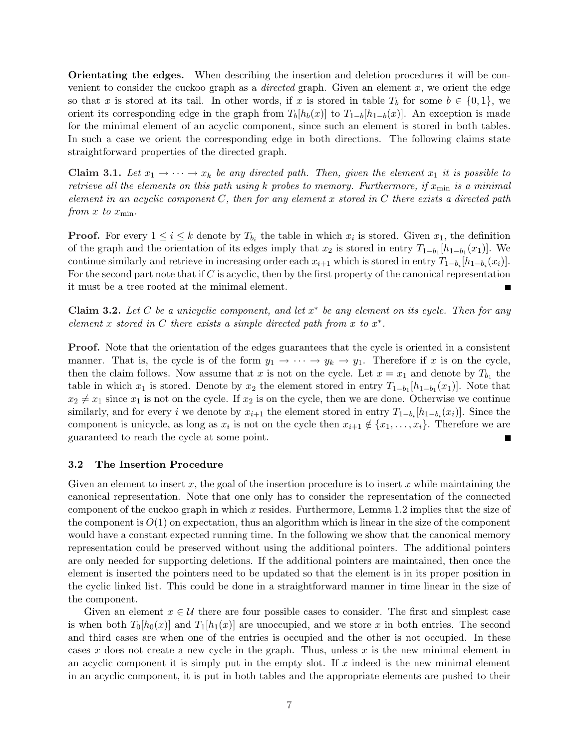**Orientating the edges.** When describing the insertion and deletion procedures it will be convenient to consider the cuckoo graph as a *directed* graph. Given an element $x$, we orient the edge so that $x$ is stored at its tail. In other words, if $x$ is stored in table $T_b$ for some $b \in \{0, 1\}$, we orient its corresponding edge in the graph from $T_b[h_b(x)]$ to $T_{1-b}[h_{1-b}(x)]$. An exception is made for the minimal element of an acyclic component, since such an element is stored in both tables. In such a case we orient the corresponding edge in both directions. The following claims state straightforward properties of the directed graph.

**Claim 3.1.** *Let $x_1 \to \cdots \to x_k$ be any directed path. Then, given the element $x_1$ it is possible to retrieve all the elements on this path using $k$ probes to memory. Furthermore, if $x_{\min}$ is a minimal element in an acyclic component $C$, then for any element $x$ stored in $C$ there exists a directed path from $x$ to $x_{\min}$.*

**Proof.** For every $1 \leq i \leq k$ denote by $T_{b_i}$ the table in which $x_i$ is stored. Given $x_1$, the definition of the graph and the orientation of its edges imply that $x_2$ is stored in entry $T_{1-b_1}[h_{1-b_1}(x_1)]$. We continue similarly and retrieve in increasing order each $x_{i+1}$ which is stored in entry $T_{1-b_i}[h_{1-b_i}(x_i)]$. For the second part note that if $C$ is acyclic, then by the first property of the canonical representation it must be a tree rooted at the minimal element. ∎

**Claim 3.2.** *Let $C$ be a unicyclic component, and let $x^*$ be any element on its cycle. Then for any element $x$ stored in $C$ there exists a simple directed path from $x$ to $x^*$.*

**Proof.** Note that the orientation of the edges guarantees that the cycle is oriented in a consistent manner. That is, the cycle is of the form $y_1 \to \cdots \to y_k \to y_1$. Therefore if $x$ is on the cycle, then the claim follows. Now assume that $x$ is not on the cycle. Let $x = x_1$ and denote by $T_{b_1}$ the table in which $x_1$ is stored. Denote by $x_2$ the element stored in entry $T_{1-b_1}[h_{1-b_1}(x_1)]$. Note that $x_2 \neq x_1$ since $x_1$ is not on the cycle. If $x_2$ is on the cycle, then we are done. Otherwise we continue similarly, and for every $i$ we denote by $x_{i+1}$ the element stored in entry $T_{1-b_i}[h_{1-b_i}(x_i)]$. Since the component is unicycle, as long as $x_i$ is not on the cycle then $x_{i+1} \notin \{x_1, \ldots, x_i\}$. Therefore we are guaranteed to reach the cycle at some point. ∎

### 3.2 The Insertion Procedure

Given an element to insert $x$, the goal of the insertion procedure is to insert $x$ while maintaining the canonical representation. Note that one only has to consider the representation of the connected component of the cuckoo graph in which $x$ resides. Furthermore, Lemma 1.2 implies that the size of the component is $O(1)$ on expectation, thus an algorithm which is linear in the size of the component would have a constant expected running time. In the following we show that the canonical memory representation could be preserved without using the additional pointers. The additional pointers are only needed for supporting deletions. If the additional pointers are maintained, then once the element is inserted the pointers need to be updated so that the element is in its proper position in the cyclic linked list. This could be done in a straightforward manner in time linear in the size of the component.

Given an element $x \in \mathcal{U}$ there are four possible cases to consider. The first and simplest case is when both $T_0[h_0(x)]$ and $T_1[h_1(x)]$ are unoccupied, and we store $x$ in both entries. The second and third cases are when one of the entries is occupied and the other is not occupied. In these cases $x$ does not create a new cycle in the graph. Thus, unless $x$ is the new minimal element in an acyclic component it is simply put in the empty slot. If $x$ indeed is the new minimal element in an acyclic component, it is put in both tables and the appropriate elements are pushed to their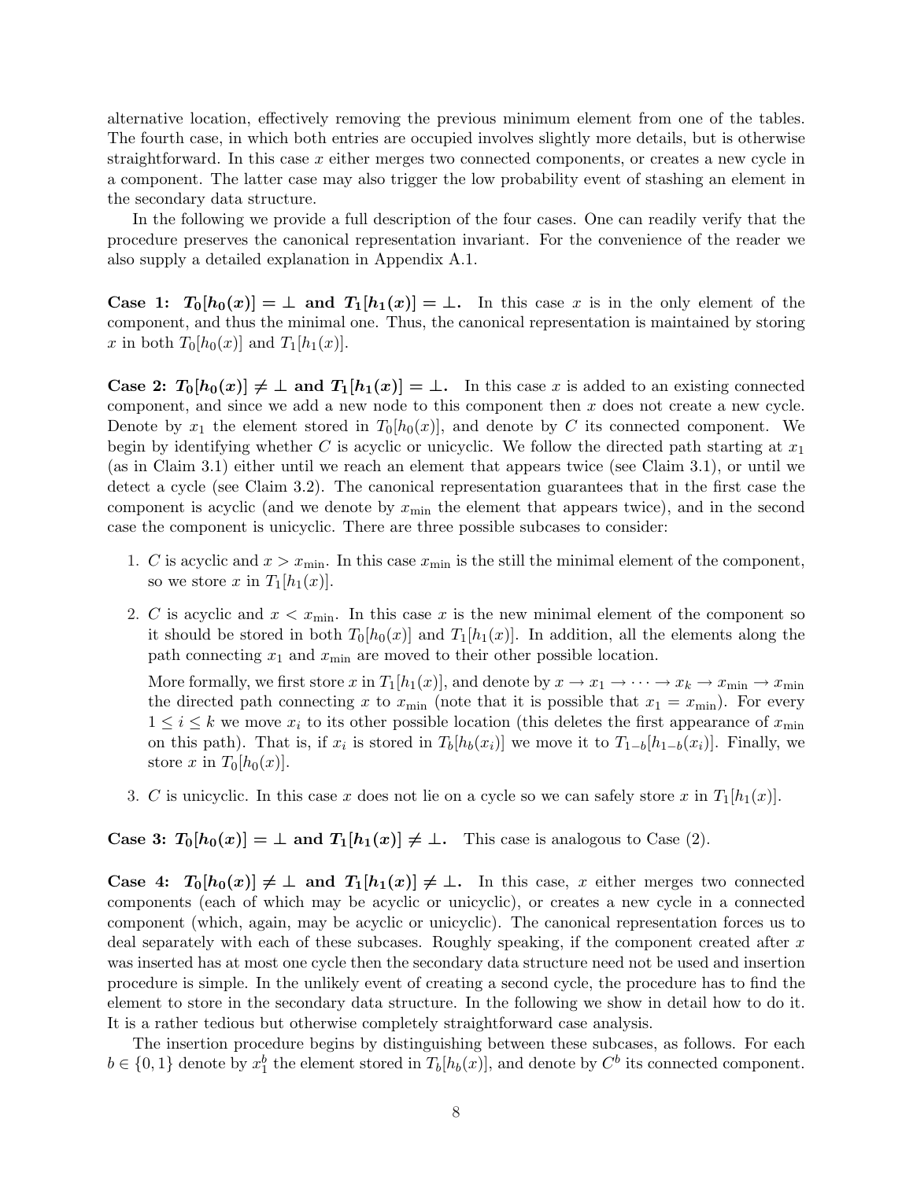alternative location, effectively removing the previous minimum element from one of the tables. The fourth case, in which both entries are occupied involves slightly more details, but is otherwise straightforward. In this case $x$ either merges two connected components, or creates a new cycle in a component. The latter case may also trigger the low probability event of stashing an element in the secondary data structure.

In the following we provide a full description of the four cases. One can readily verify that the procedure preserves the canonical representation invariant. For the convenience of the reader we also supply a detailed explanation in Appendix A.1.

**Case 1: $T_0[h_0(x)] = \perp$ and $T_1[h_1(x)] = \perp$.** In this case $x$ is in the only element of the component, and thus the minimal one. Thus, the canonical representation is maintained by storing $x$ in both $T_0[h_0(x)]$ and $T_1[h_1(x)]$.

**Case 2: $T_0[h_0(x)] \neq \perp$ and $T_1[h_1(x)] = \perp$.** In this case $x$ is added to an existing connected component, and since we add a new node to this component then $x$ does not create a new cycle. Denote by $x_1$ the element stored in $T_0[h_0(x)]$, and denote by $C$ its connected component. We begin by identifying whether $C$ is acyclic or unicyclic. We follow the directed path starting at $x_1$ (as in Claim 3.1) either until we reach an element that appears twice (see Claim 3.1), or until we detect a cycle (see Claim 3.2). The canonical representation guarantees that in the first case the component is acyclic (and we denote by $x_{\min}$ the element that appears twice), and in the second case the component is unicyclic. There are three possible subcases to consider:

1. $C$ is acyclic and $x > x_{\min}$. In this case $x_{\min}$ is the still the minimal element of the component, so we store $x$ in $T_1[h_1(x)]$.

2. $C$ is acyclic and $x < x_{\min}$. In this case $x$ is the new minimal element of the component so it should be stored in both $T_0[h_0(x)]$ and $T_1[h_1(x)]$. In addition, all the elements along the path connecting $x_1$ and $x_{\min}$ are moved to their other possible location.

   More formally, we first store $x$ in $T_1[h_1(x)]$, and denote by $x \rightarrow x_1 \rightarrow \cdots \rightarrow x_k \rightarrow x_{\min} \rightarrow x_{\min}$ the directed path connecting $x$ to $x_{\min}$ (note that it is possible that $x_1 = x_{\min}$). For every $1 \leq i \leq k$ we move $x_i$ to its other possible location (this deletes the first appearance of $x_{\min}$ on this path). That is, if $x_i$ is stored in $T_b[h_b(x_i)]$ we move it to $T_{1-b}[h_{1-b}(x_i)]$. Finally, we store $x$ in $T_0[h_0(x)]$.

3. $C$ is unicyclic. In this case $x$ does not lie on a cycle so we can safely store $x$ in $T_1[h_1(x)]$.

**Case 3: $T_0[h_0(x)] = \perp$ and $T_1[h_1(x)] \neq \perp$.** This case is analogous to Case (2).

**Case 4: $T_0[h_0(x)] \neq \perp$ and $T_1[h_1(x)] \neq \perp$.** In this case, $x$ either merges two connected components (each of which may be acyclic or unicyclic), or creates a new cycle in a connected component (which, again, may be acyclic or unicyclic). The canonical representation forces us to deal separately with each of these subcases. Roughly speaking, if the component created after $x$ was inserted has at most one cycle then the secondary data structure need not be used and insertion procedure is simple. In the unlikely event of creating a second cycle, the procedure has to find the element to store in the secondary data structure. In the following we show in detail how to do it. It is a rather tedious but otherwise completely straightforward case analysis.

The insertion procedure begins by distinguishing between these subcases, as follows. For each $b \in \{0, 1\}$ denote by $x_1^b$ the element stored in $T_b[h_b(x)]$, and denote by $C^b$ its connected component.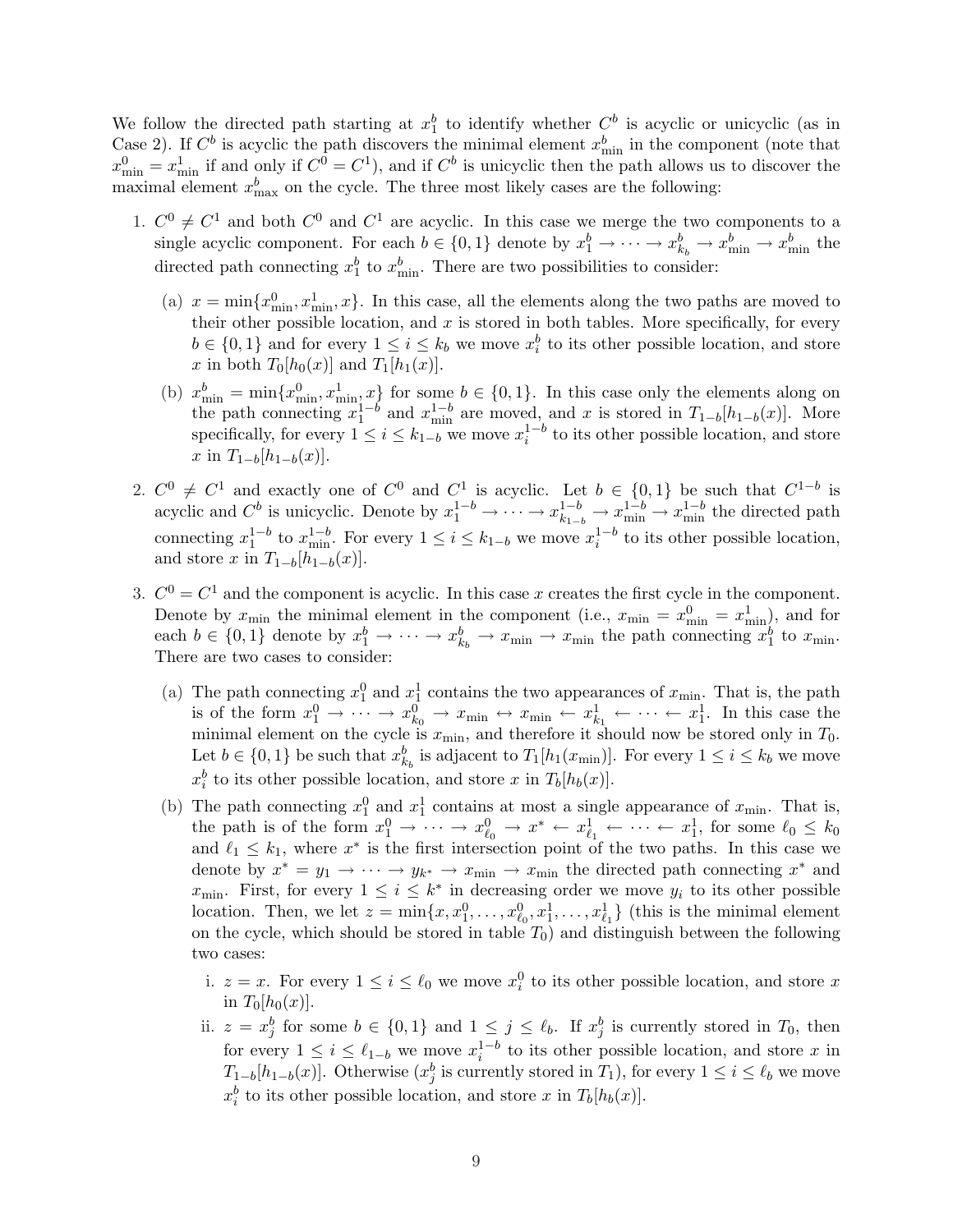We follow the directed path starting at $x_1^b$ to identify whether $C^b$ is acyclic or unicyclic (as in Case 2). If $C^b$ is acyclic the path discovers the minimal element $x_{\min}^b$ in the component (note that $x_{\min}^0 = x_{\min}^1$ if and only if $C^0 = C^1$), and if $C^b$ is unicyclic then the path allows us to discover the maximal element $x_{\max}^b$ on the cycle. The three most likely cases are the following:

1. $C^0 \neq C^1$ and both $C^0$ and $C^1$ are acyclic. In this case we merge the two components to a single acyclic component. For each $b \in \{0,1\}$ denote by $x_1^b \to \cdots \to x_{k_b}^b \to x_{\min}^b \to x_{\min}^b$ the directed path connecting $x_1^b$ to $x_{\min}^b$. There are two possibilities to consider:

   (a) $x = \min\{x_{\min}^0, x_{\min}^1, x\}$. In this case, all the elements along the two paths are moved to their other possible location, and $x$ is stored in both tables. More specifically, for every $b \in \{0,1\}$ and for every $1 \leq i \leq k_b$ we move $x_i^b$ to its other possible location, and store $x$ in both $T_0[h_0(x)]$ and $T_1[h_1(x)]$.

   (b) $x_{\min}^b = \min\{x_{\min}^0, x_{\min}^1, x\}$ for some $b \in \{0,1\}$. In this case only the elements along on the path connecting $x_1^{1-b}$ and $x_{\min}^{1-b}$ are moved, and $x$ is stored in $T_{1-b}[h_{1-b}(x)]$. More specifically, for every $1 \leq i \leq k_{1-b}$ we move $x_i^{1-b}$ to its other possible location, and store $x$ in $T_{1-b}[h_{1-b}(x)]$.

2. $C^0 \neq C^1$ and exactly one of $C^0$ and $C^1$ is acyclic. Let $b \in \{0,1\}$ be such that $C^{1-b}$ is acyclic and $C^b$ is unicyclic. Denote by $x_1^{1-b} \to \cdots \to x_{k_{1-b}}^{1-b} \to x_{\min}^{1-b} \to x_{\min}^{1-b}$ the directed path connecting $x_1^{1-b}$ to $x_{\min}^{1-b}$. For every $1 \leq i \leq k_{1-b}$ we move $x_i^{1-b}$ to its other possible location, and store $x$ in $T_{1-b}[h_{1-b}(x)]$.

3. $C^0 = C^1$ and the component is acyclic. In this case $x$ creates the first cycle in the component. Denote by $x_{\min}$ the minimal element in the component (i.e., $x_{\min} = x_{\min}^0 = x_{\min}^1$), and for each $b \in \{0,1\}$ denote by $x_1^b \to \cdots \to x_{k_b}^b \to x_{\min} \to x_{\min}$ the path connecting $x_1^b$ to $x_{\min}$. There are two cases to consider:

   (a) The path connecting $x_1^0$ and $x_1^1$ contains the two appearances of $x_{\min}$. That is, the path is of the form $x_1^0 \to \cdots \to x_{k_0}^0 \to x_{\min} \leftrightarrow x_{\min} \leftarrow x_{k_1}^1 \leftarrow \cdots \leftarrow x_1^1$. In this case the minimal element on the cycle is $x_{\min}$, and therefore it should now be stored only in $T_0$. Let $b \in \{0,1\}$ be such that $x_{k_b}^b$ is adjacent to $T_1[h_1(x_{\min})]$. For every $1 \leq i \leq k_b$ we move $x_i^b$ to its other possible location, and store $x$ in $T_b[h_b(x)]$.

   (b) The path connecting $x_1^0$ and $x_1^1$ contains at most a single appearance of $x_{\min}$. That is, the path is of the form $x_1^0 \to \cdots \to x_{\ell_0}^0 \to x^* \leftarrow x_{\ell_1}^1 \leftarrow \cdots \leftarrow x_1^1$, for some $\ell_0 \leq k_0$ and $\ell_1 \leq k_1$, where $x^*$ is the first intersection point of the two paths. In this case we denote by $x^* = y_1 \to \cdots \to y_{k^*} \to x_{\min} \to x_{\min}$ the directed path connecting $x^*$ and $x_{\min}$. First, for every $1 \leq i \leq k^*$ in decreasing order we move $y_i$ to its other possible location. Then, we let $z = \min\{x, x_1^0, \ldots, x_{\ell_0}^0, x_1^1, \ldots, x_{\ell_1}^1\}$ (this is the minimal element on the cycle, which should be stored in table $T_0$) and distinguish between the following two cases:

      i. $z = x$. For every $1 \leq i \leq \ell_0$ we move $x_i^0$ to its other possible location, and store $x$ in $T_0[h_0(x)]$.

      ii. $z = x_j^b$ for some $b \in \{0,1\}$ and $1 \leq j \leq \ell_b$. If $x_j^b$ is currently stored in $T_0$, then for every $1 \leq i \leq \ell_{1-b}$ we move $x_i^{1-b}$ to its other possible location, and store $x$ in $T_{1-b}[h_{1-b}(x)]$. Otherwise ($x_j^b$ is currently stored in $T_1$), for every $1 \leq i \leq \ell_b$ we move $x_i^b$ to its other possible location, and store $x$ in $T_b[h_b(x)]$.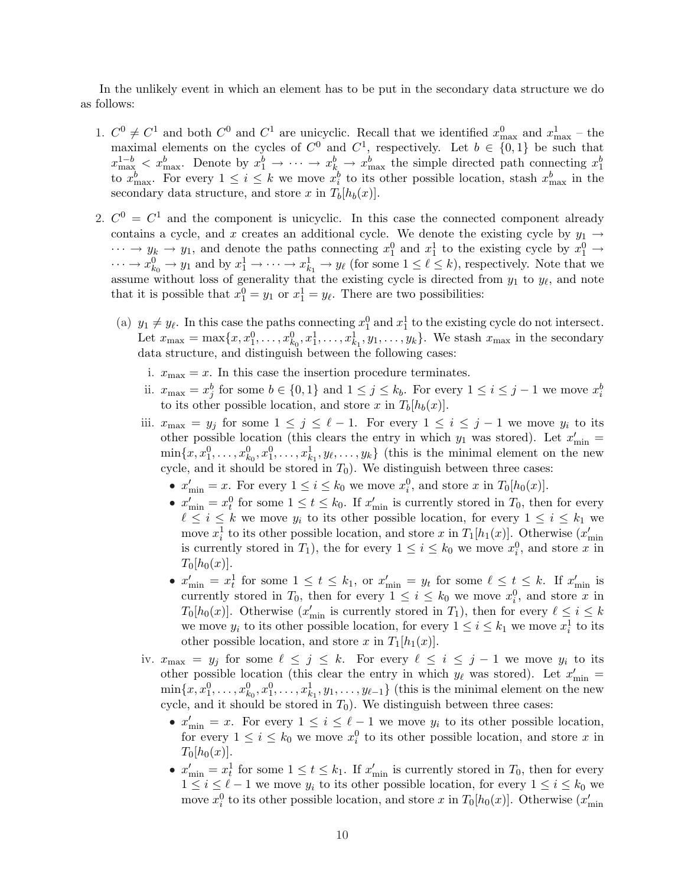In the unlikely event in which an element has to be put in the secondary data structure we do as follows:

1. $C^0 \neq C^1$ and both $C^0$ and $C^1$ are unicyclic. Recall that we identified $x^0_{\max}$ and $x^1_{\max}$ – the maximal elements on the cycles of $C^0$ and $C^1$, respectively. Let $b \in \{0,1\}$ be such that $x^{1-b}_{\max} < x^b_{\max}$. Denote by $x^b_1 \to \cdots \to x^b_k \to x^b_{\max}$ the simple directed path connecting $x^b_1$ to $x^b_{\max}$. For every $1 \leq i \leq k$ we move $x^b_i$ to its other possible location, stash $x^b_{\max}$ in the secondary data structure, and store $x$ in $T_b[h_b(x)]$.

2. $C^0 = C^1$ and the component is unicyclic. In this case the connected component already contains a cycle, and $x$ creates an additional cycle. We denote the existing cycle by $y_1 \to \cdots \to y_k \to y_1$, and denote the paths connecting $x^0_1$ and $x^1_1$ to the existing cycle by $x^0_1 \to \cdots \to x^0_{k_0} \to y_1$ and by $x^1_1 \to \cdots \to x^1_{k_1} \to y_\ell$ (for some $1 \leq \ell \leq k$), respectively. Note that we assume without loss of generality that the existing cycle is directed from $y_1$ to $y_\ell$, and note that it is possible that $x^0_1 = y_1$ or $x^1_1 = y_\ell$. There are two possibilities:

   (a) $y_1 \neq y_\ell$. In this case the paths connecting $x^0_1$ and $x^1_1$ to the existing cycle do not intersect. Let $x_{\max} = \max\{x, x^0_1, \ldots, x^0_{k_0}, x^1_1, \ldots, x^1_{k_1}, y_1, \ldots, y_k\}$. We stash $x_{\max}$ in the secondary data structure, and distinguish between the following cases:

      i. $x_{\max} = x$. In this case the insertion procedure terminates.

      ii. $x_{\max} = x^b_j$ for some $b \in \{0,1\}$ and $1 \leq j \leq k_b$. For every $1 \leq i \leq j-1$ we move $x^b_i$ to its other possible location, and store $x$ in $T_b[h_b(x)]$.

      iii. $x_{\max} = y_j$ for some $1 \leq j \leq \ell - 1$. For every $1 \leq i \leq j-1$ we move $y_i$ to its other possible location (this clears the entry in which $y_1$ was stored). Let $x'_{\min} = \min\{x, x^0_1, \ldots, x^0_{k_0}, x^1_1, \ldots, x^1_{k_1}, y_\ell, \ldots, y_k\}$ (this is the minimal element on the new cycle, and it should be stored in $T_0$). We distinguish between three cases:

      - $x'_{\min} = x$. For every $1 \leq i \leq k_0$ we move $x^0_i$, and store $x$ in $T_0[h_0(x)]$.
      - $x'_{\min} = x^0_t$ for some $1 \leq t \leq k_0$. If $x'_{\min}$ is currently stored in $T_0$, then for every $\ell \leq i \leq k$ we move $y_i$ to its other possible location, for every $1 \leq i \leq k_1$ we move $x^1_i$ to its other possible location, and store $x$ in $T_1[h_1(x)]$. Otherwise ($x'_{\min}$ is currently stored in $T_1$), the for every $1 \leq i \leq k_0$ we move $x^0_i$, and store $x$ in $T_0[h_0(x)]$.
      - $x'_{\min} = x^1_t$ for some $1 \leq t \leq k_1$, or $x'_{\min} = y_t$ for some $\ell \leq t \leq k$. If $x'_{\min}$ is currently stored in $T_0$, then for every $1 \leq i \leq k_0$ we move $x^0_i$, and store $x$ in $T_0[h_0(x)]$. Otherwise ($x'_{\min}$ is currently stored in $T_1$), then for every $\ell \leq i \leq k$ we move $y_i$ to its other possible location, for every $1 \leq i \leq k_1$ we move $x^1_i$ to its other possible location, and store $x$ in $T_1[h_1(x)]$.

      iv. $x_{\max} = y_j$ for some $\ell \leq j \leq k$. For every $\ell \leq i \leq j-1$ we move $y_i$ to its other possible location (this clear the entry in which $y_\ell$ was stored). Let $x'_{\min} = \min\{x, x^0_1, \ldots, x^0_{k_0}, x^0_1, \ldots, x^1_{k_1}, y_1, \ldots, y_{\ell-1}\}$ (this is the minimal element on the new cycle, and it should be stored in $T_0$). We distinguish between three cases:

      - $x'_{\min} = x$. For every $1 \leq i \leq \ell - 1$ we move $y_i$ to its other possible location, for every $1 \leq i \leq k_0$ we move $x^0_i$ to its other possible location, and store $x$ in $T_0[h_0(x)]$.
      - $x'_{\min} = x^1_t$ for some $1 \leq t \leq k_1$. If $x'_{\min}$ is currently stored in $T_0$, then for every $1 \leq i \leq \ell - 1$ we move $y_i$ to its other possible location, for every $1 \leq i \leq k_0$ we move $x^0_i$ to its other possible location, and store $x$ in $T_0[h_0(x)]$. Otherwise ($x'_{\min}$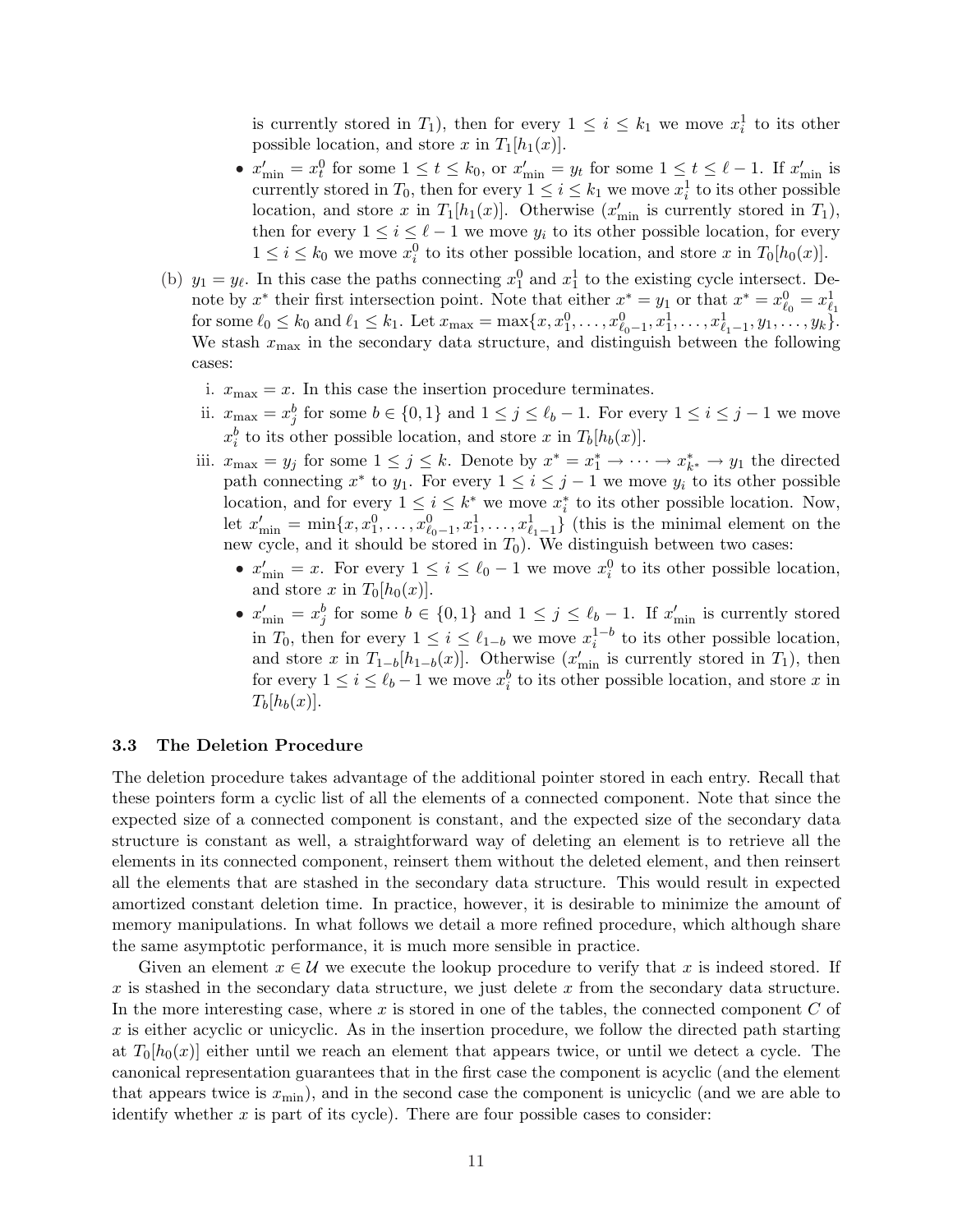is currently stored in $T_1$), then for every $1 \leq i \leq k_1$ we move $x^1_i$ to its other possible location, and store $x$ in $T_1[h_1(x)]$.

- $x'_{\min} = x^0_t$ for some $1 \leq t \leq k_0$, or $x'_{\min} = y_t$ for some $1 \leq t \leq \ell - 1$. If $x'_{\min}$ is currently stored in $T_0$, then for every $1 \leq i \leq k_1$ we move $x^1_i$ to its other possible location, and store $x$ in $T_1[h_1(x)]$. Otherwise ($x'_{\min}$ is currently stored in $T_1$), then for every $1 \leq i \leq \ell - 1$ we move $y_i$ to its other possible location, for every $1 \leq i \leq k_0$ we move $x^0_i$ to its other possible location, and store $x$ in $T_0[h_0(x)]$.

(b) $y_1 = y_\ell$. In this case the paths connecting $x^0_1$ and $x^1_1$ to the existing cycle intersect. Denote by $x^*$ their first intersection point. Note that either $x^* = y_1$ or that $x^* = x^0_{\ell_0} = x^1_{\ell_1}$ for some $\ell_0 \leq k_0$ and $\ell_1 \leq k_1$. Let $x_{\max} = \max\{x, x^0_1, \ldots, x^0_{\ell_0 - 1}, x^1_1, \ldots, x^1_{\ell_1 - 1}, y_1, \ldots, y_k\}$. We stash $x_{\max}$ in the secondary data structure, and distinguish between the following cases:

i. $x_{\max} = x$. In this case the insertion procedure terminates.

ii. $x_{\max} = x^b_j$ for some $b \in \{0, 1\}$ and $1 \leq j \leq \ell_b - 1$. For every $1 \leq i \leq j - 1$ we move $x^b_i$ to its other possible location, and store $x$ in $T_b[h_b(x)]$.

iii. $x_{\max} = y_j$ for some $1 \leq j \leq k$. Denote by $x^* = x^*_1 \to \cdots \to x^*_{k^*} \to y_1$ the directed path connecting $x^*$ to $y_1$. For every $1 \leq i \leq j - 1$ we move $y_i$ to its other possible location, and for every $1 \leq i \leq k^*$ we move $x^*_i$ to its other possible location. Now, let $x'_{\min} = \min\{x, x^0_1, \ldots, x^0_{\ell_0 - 1}, x^1_1, \ldots, x^1_{\ell_1 - 1}\}$ (this is the minimal element on the new cycle, and it should be stored in $T_0$). We distinguish between two cases:

- $x'_{\min} = x$. For every $1 \leq i \leq \ell_0 - 1$ we move $x^0_i$ to its other possible location, and store $x$ in $T_0[h_0(x)]$.
- $x'_{\min} = x^b_j$ for some $b \in \{0, 1\}$ and $1 \leq j \leq \ell_b - 1$. If $x'_{\min}$ is currently stored in $T_0$, then for every $1 \leq i \leq \ell_{1-b}$ we move $x^{1-b}_i$ to its other possible location, and store $x$ in $T_{1-b}[h_{1-b}(x)]$. Otherwise ($x'_{\min}$ is currently stored in $T_1$), then for every $1 \leq i \leq \ell_b - 1$ we move $x^b_i$ to its other possible location, and store $x$ in $T_b[h_b(x)]$.

### 3.3 The Deletion Procedure

The deletion procedure takes advantage of the additional pointer stored in each entry. Recall that these pointers form a cyclic list of all the elements of a connected component. Note that since the expected size of a connected component is constant, and the expected size of the secondary data structure is constant as well, a straightforward way of deleting an element is to retrieve all the elements in its connected component, reinsert them without the deleted element, and then reinsert all the elements that are stashed in the secondary data structure. This would result in expected amortized constant deletion time. In practice, however, it is desirable to minimize the amount of memory manipulations. In what follows we detail a more refined procedure, which although share the same asymptotic performance, it is much more sensible in practice.

Given an element $x \in \mathcal{U}$ we execute the lookup procedure to verify that $x$ is indeed stored. If $x$ is stashed in the secondary data structure, we just delete $x$ from the secondary data structure. In the more interesting case, where $x$ is stored in one of the tables, the connected component $C$ of $x$ is either acyclic or unicyclic. As in the insertion procedure, we follow the directed path starting at $T_0[h_0(x)]$ either until we reach an element that appears twice, or until we detect a cycle. The canonical representation guarantees that in the first case the component is acyclic (and the element that appears twice is $x_{\min}$), and in the second case the component is unicyclic (and we are able to identify whether $x$ is part of its cycle). There are four possible cases to consider: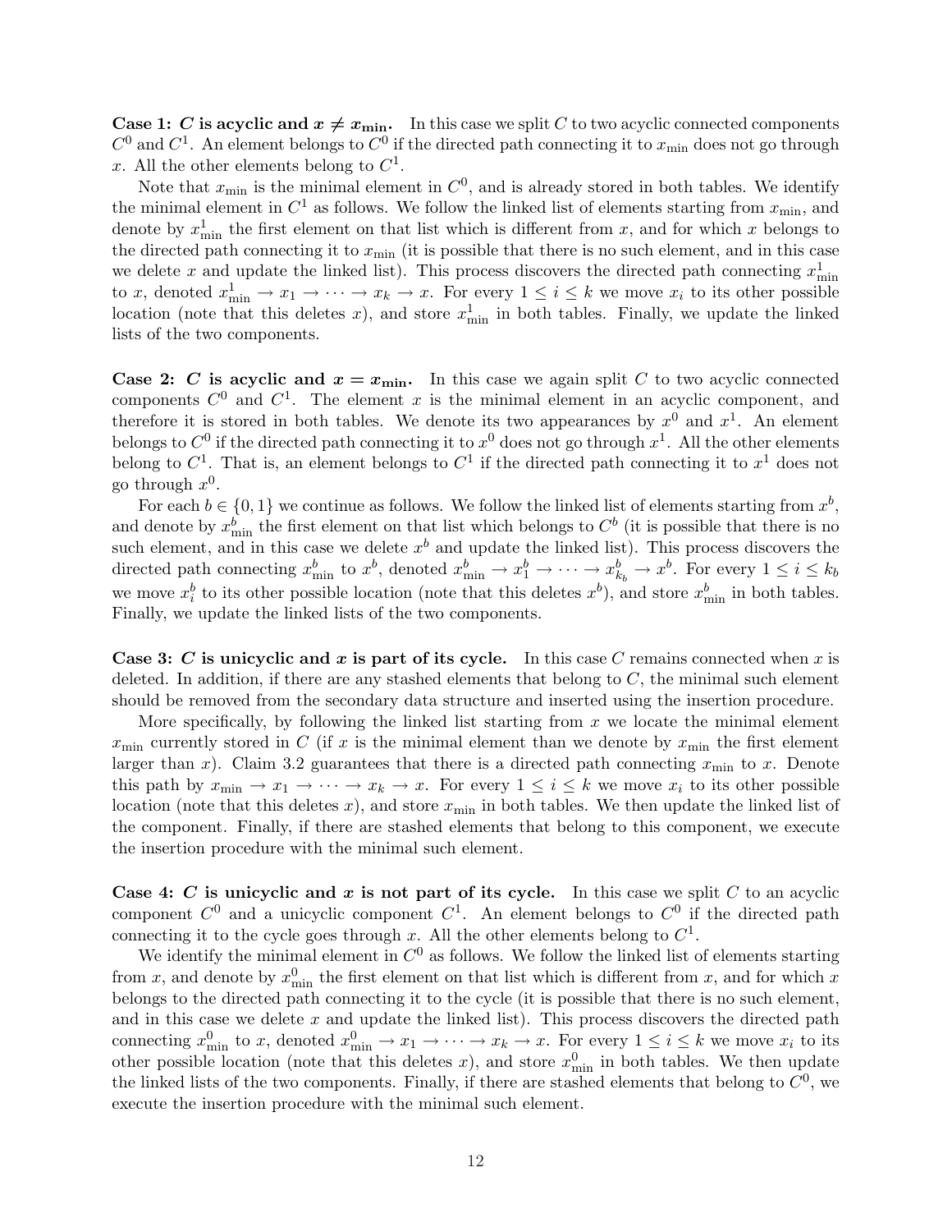**Case 1: $C$ is acyclic and $x \neq x_{\min}$.** In this case we split $C$ to two acyclic connected components $C^0$ and $C^1$. An element belongs to $C^0$ if the directed path connecting it to $x_{\min}$ does not go through $x$. All the other elements belong to $C^1$.

Note that $x_{\min}$ is the minimal element in $C^0$, and is already stored in both tables. We identify the minimal element in $C^1$ as follows. We follow the linked list of elements starting from $x_{\min}$, and denote by $x^1_{\min}$ the first element on that list which is different from $x$, and for which $x$ belongs to the directed path connecting it to $x_{\min}$ (it is possible that there is no such element, and in this case we delete $x$ and update the linked list). This process discovers the directed path connecting $x^1_{\min}$ to $x$, denoted $x^1_{\min} \to x_1 \to \cdots \to x_k \to x$. For every $1 \leq i \leq k$ we move $x_i$ to its other possible location (note that this deletes $x$), and store $x^1_{\min}$ in both tables. Finally, we update the linked lists of the two components.

**Case 2: $C$ is acyclic and $x = x_{\min}$.** In this case we again split $C$ to two acyclic connected components $C^0$ and $C^1$. The element $x$ is the minimal element in an acyclic component, and therefore it is stored in both tables. We denote its two appearances by $x^0$ and $x^1$. An element belongs to $C^0$ if the directed path connecting it to $x^0$ does not go through $x^1$. All the other elements belong to $C^1$. That is, an element belongs to $C^1$ if the directed path connecting it to $x^1$ does not go through $x^0$.

For each $b \in \{0, 1\}$ we continue as follows. We follow the linked list of elements starting from $x^b$, and denote by $x^b_{\min}$ the first element on that list which belongs to $C^b$ (it is possible that there is no such element, and in this case we delete $x^b$ and update the linked list). This process discovers the directed path connecting $x^b_{\min}$ to $x^b$, denoted $x^b_{\min} \to x^b_1 \to \cdots \to x^b_{k_b} \to x^b$. For every $1 \leq i \leq k_b$ we move $x^b_i$ to its other possible location (note that this deletes $x^b$), and store $x^b_{\min}$ in both tables. Finally, we update the linked lists of the two components.

**Case 3: $C$ is unicyclic and $x$ is part of its cycle.** In this case $C$ remains connected when $x$ is deleted. In addition, if there are any stashed elements that belong to $C$, the minimal such element should be removed from the secondary data structure and inserted using the insertion procedure.

More specifically, by following the linked list starting from $x$ we locate the minimal element $x_{\min}$ currently stored in $C$ (if $x$ is the minimal element than we denote by $x_{\min}$ the first element larger than $x$). Claim 3.2 guarantees that there is a directed path connecting $x_{\min}$ to $x$. Denote this path by $x_{\min} \to x_1 \to \cdots \to x_k \to x$. For every $1 \leq i \leq k$ we move $x_i$ to its other possible location (note that this deletes $x$), and store $x_{\min}$ in both tables. We then update the linked list of the component. Finally, if there are stashed elements that belong to this component, we execute the insertion procedure with the minimal such element.

**Case 4: $C$ is unicyclic and $x$ is not part of its cycle.** In this case we split $C$ to an acyclic component $C^0$ and a unicyclic component $C^1$. An element belongs to $C^0$ if the directed path connecting it to the cycle goes through $x$. All the other elements belong to $C^1$.

We identify the minimal element in $C^0$ as follows. We follow the linked list of elements starting from $x$, and denote by $x^0_{\min}$ the first element on that list which is different from $x$, and for which $x$ belongs to the directed path connecting it to the cycle (it is possible that there is no such element, and in this case we delete $x$ and update the linked list). This process discovers the directed path connecting $x^0_{\min}$ to $x$, denoted $x^0_{\min} \to x_1 \to \cdots \to x_k \to x$. For every $1 \leq i \leq k$ we move $x_i$ to its other possible location (note that this deletes $x$), and store $x^0_{\min}$ in both tables. We then update the linked lists of the two components. Finally, if there are stashed elements that belong to $C^0$, we execute the insertion procedure with the minimal such element.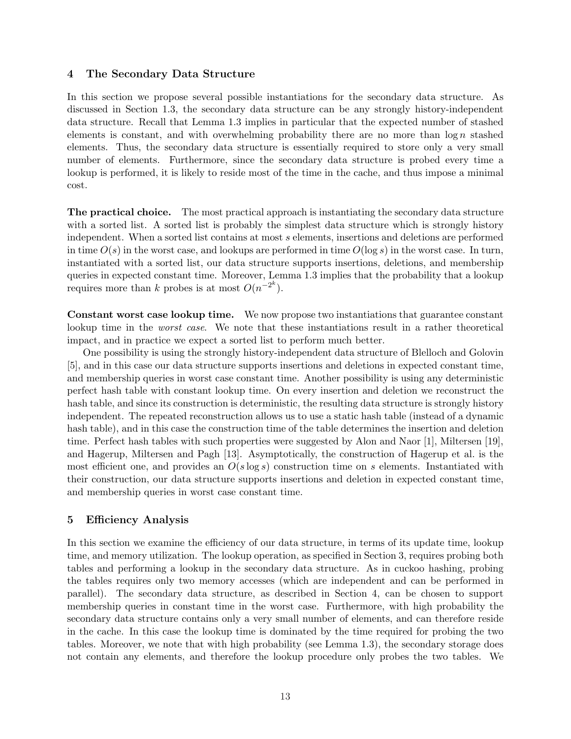## 4 The Secondary Data Structure

In this section we propose several possible instantiations for the secondary data structure. As discussed in Section 1.3, the secondary data structure can be any strongly history-independent data structure. Recall that Lemma 1.3 implies in particular that the expected number of stashed elements is constant, and with overwhelming probability there are no more than $\log n$ stashed elements. Thus, the secondary data structure is essentially required to store only a very small number of elements. Furthermore, since the secondary data structure is probed every time a lookup is performed, it is likely to reside most of the time in the cache, and thus impose a minimal cost.

**The practical choice.** The most practical approach is instantiating the secondary data structure with a sorted list. A sorted list is probably the simplest data structure which is strongly history independent. When a sorted list contains at most $s$ elements, insertions and deletions are performed in time $O(s)$ in the worst case, and lookups are performed in time $O(\log s)$ in the worst case. In turn, instantiated with a sorted list, our data structure supports insertions, deletions, and membership queries in expected constant time. Moreover, Lemma 1.3 implies that the probability that a lookup requires more than $k$ probes is at most $O(n^{-2^k})$.

**Constant worst case lookup time.** We now propose two instantiations that guarantee constant lookup time in the *worst case*. We note that these instantiations result in a rather theoretical impact, and in practice we expect a sorted list to perform much better.

One possibility is using the strongly history-independent data structure of Blelloch and Golovin [5], and in this case our data structure supports insertions and deletions in expected constant time, and membership queries in worst case constant time. Another possibility is using any deterministic perfect hash table with constant lookup time. On every insertion and deletion we reconstruct the hash table, and since its construction is deterministic, the resulting data structure is strongly history independent. The repeated reconstruction allows us to use a static hash table (instead of a dynamic hash table), and in this case the construction time of the table determines the insertion and deletion time. Perfect hash tables with such properties were suggested by Alon and Naor [1], Miltersen [19], and Hagerup, Miltersen and Pagh [13]. Asymptotically, the construction of Hagerup et al. is the most efficient one, and provides an $O(s \log s)$ construction time on $s$ elements. Instantiated with their construction, our data structure supports insertions and deletion in expected constant time, and membership queries in worst case constant time.

## 5 Efficiency Analysis

In this section we examine the efficiency of our data structure, in terms of its update time, lookup time, and memory utilization. The lookup operation, as specified in Section 3, requires probing both tables and performing a lookup in the secondary data structure. As in cuckoo hashing, probing the tables requires only two memory accesses (which are independent and can be performed in parallel). The secondary data structure, as described in Section 4, can be chosen to support membership queries in constant time in the worst case. Furthermore, with high probability the secondary data structure contains only a very small number of elements, and can therefore reside in the cache. In this case the lookup time is dominated by the time required for probing the two tables. Moreover, we note that with high probability (see Lemma 1.3), the secondary storage does not contain any elements, and therefore the lookup procedure only probes the two tables. We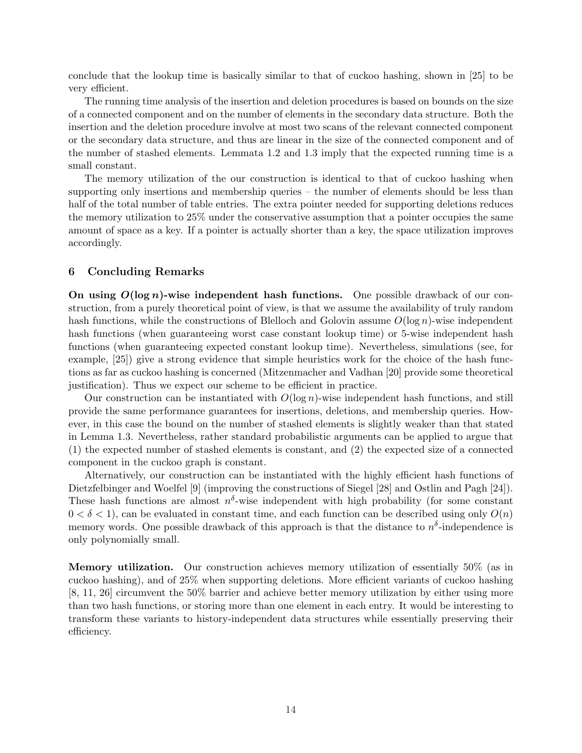conclude that the lookup time is basically similar to that of cuckoo hashing, shown in [25] to be very efficient.

The running time analysis of the insertion and deletion procedures is based on bounds on the size of a connected component and on the number of elements in the secondary data structure. Both the insertion and the deletion procedure involve at most two scans of the relevant connected component or the secondary data structure, and thus are linear in the size of the connected component and of the number of stashed elements. Lemmata 1.2 and 1.3 imply that the expected running time is a small constant.

The memory utilization of the our construction is identical to that of cuckoo hashing when supporting only insertions and membership queries – the number of elements should be less than half of the total number of table entries. The extra pointer needed for supporting deletions reduces the memory utilization to 25% under the conservative assumption that a pointer occupies the same amount of space as a key. If a pointer is actually shorter than a key, the space utilization improves accordingly.

## 6 Concluding Remarks

**On using $O(\log n)$-wise independent hash functions.** One possible drawback of our construction, from a purely theoretical point of view, is that we assume the availability of truly random hash functions, while the constructions of Blelloch and Golovin assume $O(\log n)$-wise independent hash functions (when guaranteeing worst case constant lookup time) or 5-wise independent hash functions (when guaranteeing expected constant lookup time). Nevertheless, simulations (see, for example, [25]) give a strong evidence that simple heuristics work for the choice of the hash functions as far as cuckoo hashing is concerned (Mitzenmacher and Vadhan [20] provide some theoretical justification). Thus we expect our scheme to be efficient in practice.

Our construction can be instantiated with $O(\log n)$-wise independent hash functions, and still provide the same performance guarantees for insertions, deletions, and membership queries. However, in this case the bound on the number of stashed elements is slightly weaker than that stated in Lemma 1.3. Nevertheless, rather standard probabilistic arguments can be applied to argue that (1) the expected number of stashed elements is constant, and (2) the expected size of a connected component in the cuckoo graph is constant.

Alternatively, our construction can be instantiated with the highly efficient hash functions of Dietzfelbinger and Woelfel [9] (improving the constructions of Siegel [28] and Ostlin and Pagh [24]). These hash functions are almost $n^\delta$-wise independent with high probability (for some constant $0 < \delta < 1$), can be evaluated in constant time, and each function can be described using only $O(n)$ memory words. One possible drawback of this approach is that the distance to $n^\delta$-independence is only polynomially small.

**Memory utilization.** Our construction achieves memory utilization of essentially 50% (as in cuckoo hashing), and of 25% when supporting deletions. More efficient variants of cuckoo hashing [8, 11, 26] circumvent the 50% barrier and achieve better memory utilization by either using more than two hash functions, or storing more than one element in each entry. It would be interesting to transform these variants to history-independent data structures while essentially preserving their efficiency.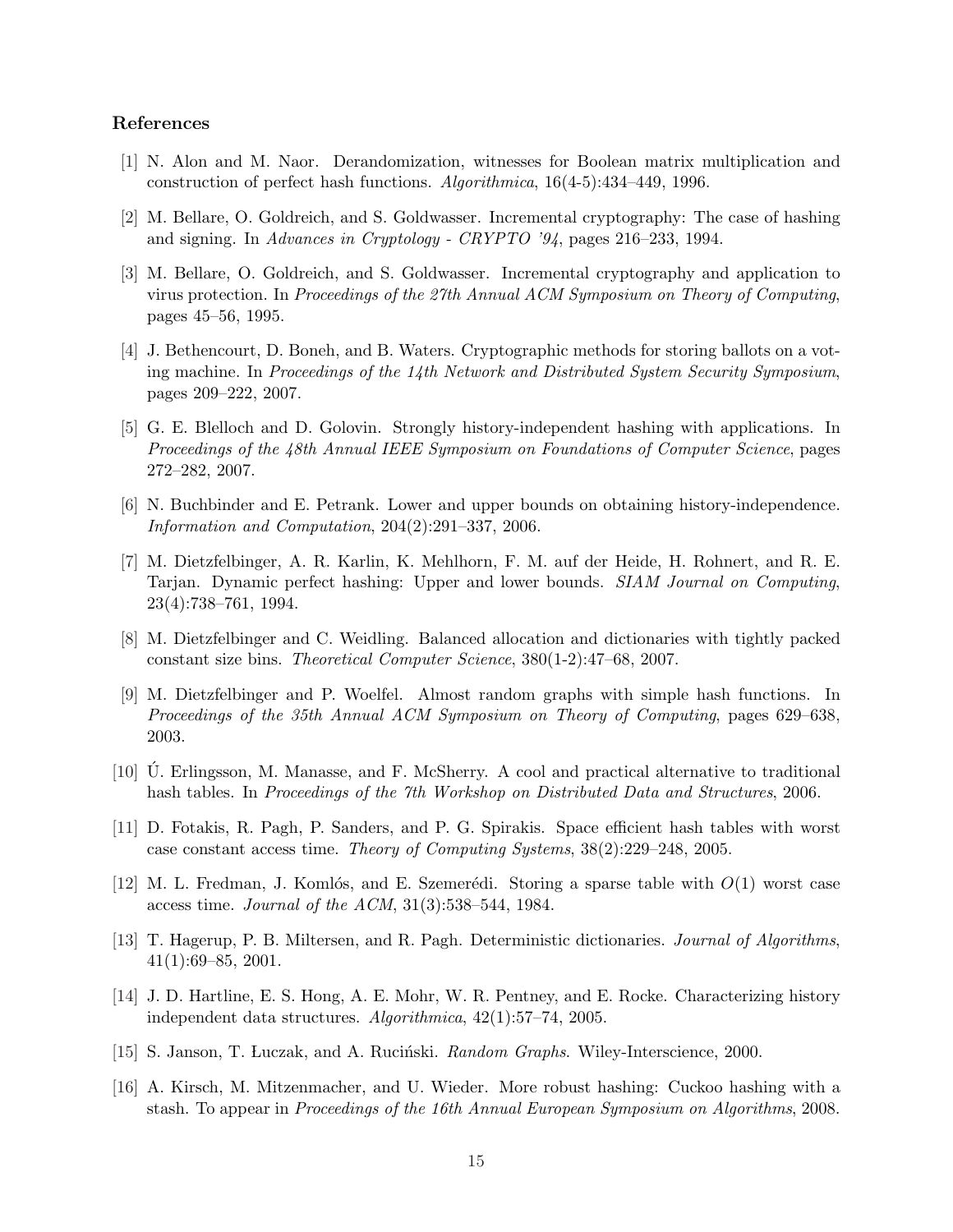## References

[1] N. Alon and M. Naor. Derandomization, witnesses for Boolean matrix multiplication and construction of perfect hash functions. *Algorithmica*, 16(4-5):434–449, 1996.

[2] M. Bellare, O. Goldreich, and S. Goldwasser. Incremental cryptography: The case of hashing and signing. In *Advances in Cryptology - CRYPTO '94*, pages 216–233, 1994.

[3] M. Bellare, O. Goldreich, and S. Goldwasser. Incremental cryptography and application to virus protection. In *Proceedings of the 27th Annual ACM Symposium on Theory of Computing*, pages 45–56, 1995.

[4] J. Bethencourt, D. Boneh, and B. Waters. Cryptographic methods for storing ballots on a voting machine. In *Proceedings of the 14th Network and Distributed System Security Symposium*, pages 209–222, 2007.

[5] G. E. Blelloch and D. Golovin. Strongly history-independent hashing with applications. In *Proceedings of the 48th Annual IEEE Symposium on Foundations of Computer Science*, pages 272–282, 2007.

[6] N. Buchbinder and E. Petrank. Lower and upper bounds on obtaining history-independence. *Information and Computation*, 204(2):291–337, 2006.

[7] M. Dietzfelbinger, A. R. Karlin, K. Mehlhorn, F. M. auf der Heide, H. Rohnert, and R. E. Tarjan. Dynamic perfect hashing: Upper and lower bounds. *SIAM Journal on Computing*, 23(4):738–761, 1994.

[8] M. Dietzfelbinger and C. Weidling. Balanced allocation and dictionaries with tightly packed constant size bins. *Theoretical Computer Science*, 380(1-2):47–68, 2007.

[9] M. Dietzfelbinger and P. Woelfel. Almost random graphs with simple hash functions. In *Proceedings of the 35th Annual ACM Symposium on Theory of Computing*, pages 629–638, 2003.

[10] Ú. Erlingsson, M. Manasse, and F. McSherry. A cool and practical alternative to traditional hash tables. In *Proceedings of the 7th Workshop on Distributed Data and Structures*, 2006.

[11] D. Fotakis, R. Pagh, P. Sanders, and P. G. Spirakis. Space efficient hash tables with worst case constant access time. *Theory of Computing Systems*, 38(2):229–248, 2005.

[12] M. L. Fredman, J. Komlós, and E. Szemerédi. Storing a sparse table with $O(1)$ worst case access time. *Journal of the ACM*, 31(3):538–544, 1984.

[13] T. Hagerup, P. B. Miltersen, and R. Pagh. Deterministic dictionaries. *Journal of Algorithms*, 41(1):69–85, 2001.

[14] J. D. Hartline, E. S. Hong, A. E. Mohr, W. R. Pentney, and E. Rocke. Characterizing history independent data structures. *Algorithmica*, 42(1):57–74, 2005.

[15] S. Janson, T. Łuczak, and A. Ruciński. *Random Graphs*. Wiley-Interscience, 2000.

[16] A. Kirsch, M. Mitzenmacher, and U. Wieder. More robust hashing: Cuckoo hashing with a stash. To appear in *Proceedings of the 16th Annual European Symposium on Algorithms*, 2008.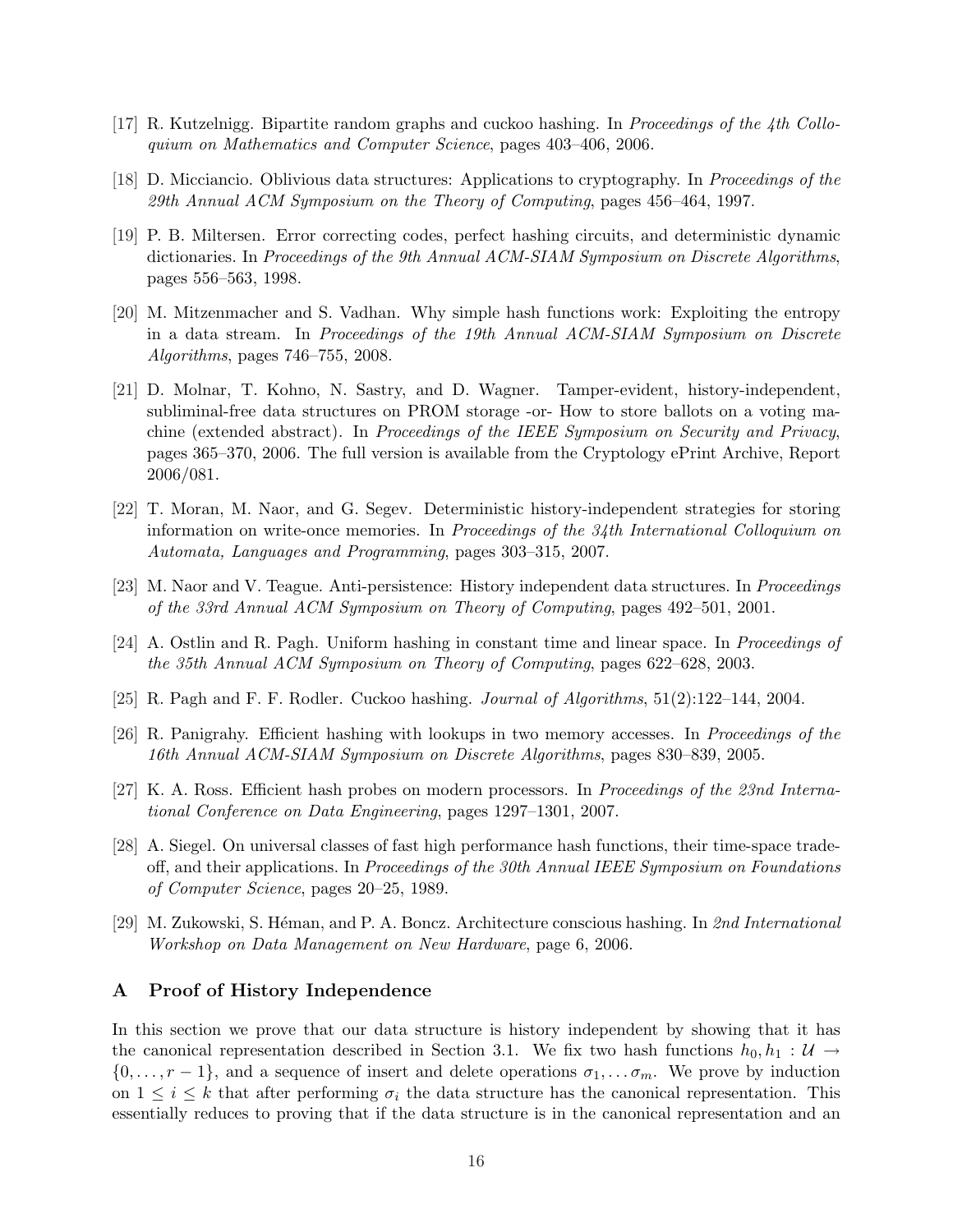[17] R. Kutzelnigg. Bipartite random graphs and cuckoo hashing. In *Proceedings of the 4th Colloquium on Mathematics and Computer Science*, pages 403–406, 2006.

[18] D. Micciancio. Oblivious data structures: Applications to cryptography. In *Proceedings of the 29th Annual ACM Symposium on the Theory of Computing*, pages 456–464, 1997.

[19] P. B. Miltersen. Error correcting codes, perfect hashing circuits, and deterministic dynamic dictionaries. In *Proceedings of the 9th Annual ACM-SIAM Symposium on Discrete Algorithms*, pages 556–563, 1998.

[20] M. Mitzenmacher and S. Vadhan. Why simple hash functions work: Exploiting the entropy in a data stream. In *Proceedings of the 19th Annual ACM-SIAM Symposium on Discrete Algorithms*, pages 746–755, 2008.

[21] D. Molnar, T. Kohno, N. Sastry, and D. Wagner. Tamper-evident, history-independent, subliminal-free data structures on PROM storage -or- How to store ballots on a voting machine (extended abstract). In *Proceedings of the IEEE Symposium on Security and Privacy*, pages 365–370, 2006. The full version is available from the Cryptology ePrint Archive, Report 2006/081.

[22] T. Moran, M. Naor, and G. Segev. Deterministic history-independent strategies for storing information on write-once memories. In *Proceedings of the 34th International Colloquium on Automata, Languages and Programming*, pages 303–315, 2007.

[23] M. Naor and V. Teague. Anti-persistence: History independent data structures. In *Proceedings of the 33rd Annual ACM Symposium on Theory of Computing*, pages 492–501, 2001.

[24] A. Ostlin and R. Pagh. Uniform hashing in constant time and linear space. In *Proceedings of the 35th Annual ACM Symposium on Theory of Computing*, pages 622–628, 2003.

[25] R. Pagh and F. F. Rodler. Cuckoo hashing. *Journal of Algorithms*, 51(2):122–144, 2004.

[26] R. Panigrahy. Efficient hashing with lookups in two memory accesses. In *Proceedings of the 16th Annual ACM-SIAM Symposium on Discrete Algorithms*, pages 830–839, 2005.

[27] K. A. Ross. Efficient hash probes on modern processors. In *Proceedings of the 23nd International Conference on Data Engineering*, pages 1297–1301, 2007.

[28] A. Siegel. On universal classes of fast high performance hash functions, their time-space tradeoff, and their applications. In *Proceedings of the 30th Annual IEEE Symposium on Foundations of Computer Science*, pages 20–25, 1989.

[29] M. Zukowski, S. Héman, and P. A. Boncz. Architecture conscious hashing. In *2nd International Workshop on Data Management on New Hardware*, page 6, 2006.

## A Proof of History Independence

In this section we prove that our data structure is history independent by showing that it has the canonical representation described in Section 3.1. We fix two hash functions $h_0, h_1 : \mathcal{U} \rightarrow \{0, \ldots, r-1\}$, and a sequence of insert and delete operations $\sigma_1, \ldots \sigma_m$. We prove by induction on $1 \leq i \leq k$ that after performing $\sigma_i$ the data structure has the canonical representation. This essentially reduces to proving that if the data structure is in the canonical representation and an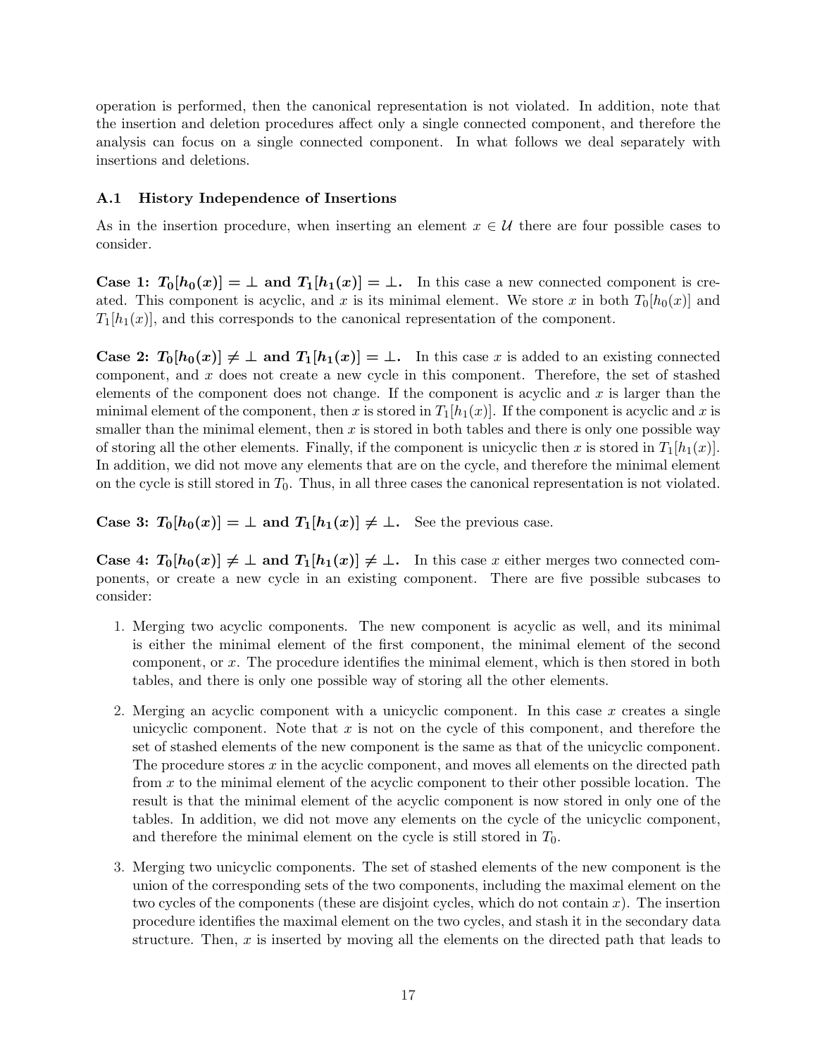operation is performed, then the canonical representation is not violated. In addition, note that the insertion and deletion procedures affect only a single connected component, and therefore the analysis can focus on a single connected component. In what follows we deal separately with insertions and deletions.

### A.1 History Independence of Insertions

As in the insertion procedure, when inserting an element $x \in \mathcal{U}$ there are four possible cases to consider.

**Case 1: $T_0[h_0(x)] = \perp$ and $T_1[h_1(x)] = \perp$.** In this case a new connected component is created. This component is acyclic, and $x$ is its minimal element. We store $x$ in both $T_0[h_0(x)]$ and $T_1[h_1(x)]$, and this corresponds to the canonical representation of the component.

**Case 2: $T_0[h_0(x)] \neq \perp$ and $T_1[h_1(x)] = \perp$.** In this case $x$ is added to an existing connected component, and $x$ does not create a new cycle in this component. Therefore, the set of stashed elements of the component does not change. If the component is acyclic and $x$ is larger than the minimal element of the component, then $x$ is stored in $T_1[h_1(x)]$. If the component is acyclic and $x$ is smaller than the minimal element, then $x$ is stored in both tables and there is only one possible way of storing all the other elements. Finally, if the component is unicyclic then $x$ is stored in $T_1[h_1(x)]$. In addition, we did not move any elements that are on the cycle, and therefore the minimal element on the cycle is still stored in $T_0$. Thus, in all three cases the canonical representation is not violated.

**Case 3: $T_0[h_0(x)] = \perp$ and $T_1[h_1(x)] \neq \perp$.** See the previous case.

**Case 4: $T_0[h_0(x)] \neq \perp$ and $T_1[h_1(x)] \neq \perp$.** In this case $x$ either merges two connected components, or create a new cycle in an existing component. There are five possible subcases to consider:

1. Merging two acyclic components. The new component is acyclic as well, and its minimal is either the minimal element of the first component, the minimal element of the second component, or $x$. The procedure identifies the minimal element, which is then stored in both tables, and there is only one possible way of storing all the other elements.
2. Merging an acyclic component with a unicyclic component. In this case $x$ creates a single unicyclic component. Note that $x$ is not on the cycle of this component, and therefore the set of stashed elements of the new component is the same as that of the unicyclic component. The procedure stores $x$ in the acyclic component, and moves all elements on the directed path from $x$ to the minimal element of the acyclic component to their other possible location. The result is that the minimal element of the acyclic component is now stored in only one of the tables. In addition, we did not move any elements on the cycle of the unicyclic component, and therefore the minimal element on the cycle is still stored in $T_0$.
3. Merging two unicyclic components. The set of stashed elements of the new component is the union of the corresponding sets of the two components, including the maximal element on the two cycles of the components (these are disjoint cycles, which do not contain $x$). The insertion procedure identifies the maximal element on the two cycles, and stash it in the secondary data structure. Then, $x$ is inserted by moving all the elements on the directed path that leads to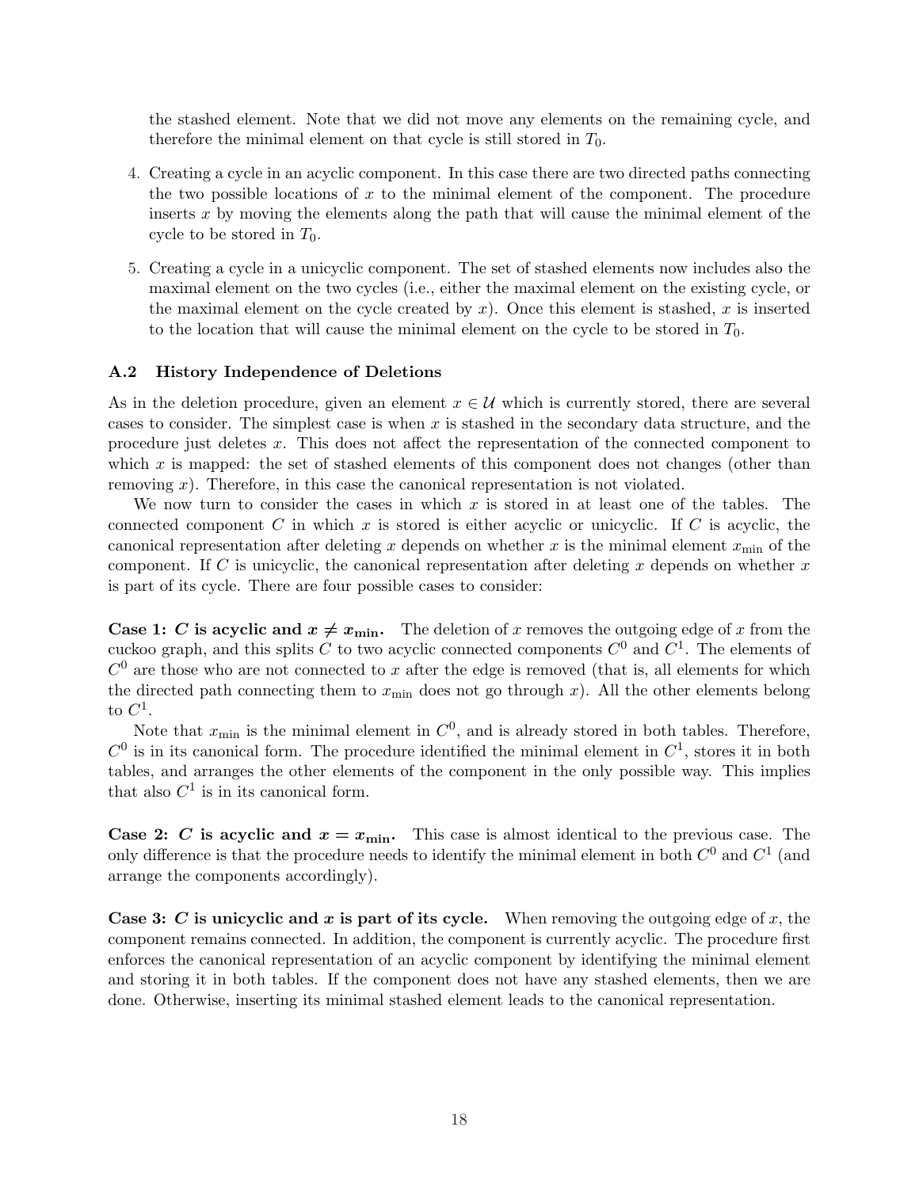the stashed element. Note that we did not move any elements on the remaining cycle, and therefore the minimal element on that cycle is still stored in $T_0$.

4. Creating a cycle in an acyclic component. In this case there are two directed paths connecting the two possible locations of $x$ to the minimal element of the component. The procedure inserts $x$ by moving the elements along the path that will cause the minimal element of the cycle to be stored in $T_0$.

5. Creating a cycle in a unicyclic component. The set of stashed elements now includes also the maximal element on the two cycles (i.e., either the maximal element on the existing cycle, or the maximal element on the cycle created by $x$). Once this element is stashed, $x$ is inserted to the location that will cause the minimal element on the cycle to be stored in $T_0$.

### A.2 History Independence of Deletions

As in the deletion procedure, given an element $x \in \mathcal{U}$ which is currently stored, there are several cases to consider. The simplest case is when $x$ is stashed in the secondary data structure, and the procedure just deletes $x$. This does not affect the representation of the connected component to which $x$ is mapped: the set of stashed elements of this component does not changes (other than removing $x$). Therefore, in this case the canonical representation is not violated.

We now turn to consider the cases in which $x$ is stored in at least one of the tables. The connected component $C$ in which $x$ is stored is either acyclic or unicyclic. If $C$ is acyclic, the canonical representation after deleting $x$ depends on whether $x$ is the minimal element $x_{\min}$ of the component. If $C$ is unicyclic, the canonical representation after deleting $x$ depends on whether $x$ is part of its cycle. There are four possible cases to consider:

**Case 1: $C$ is acyclic and $x \neq x_{\min}$.** The deletion of $x$ removes the outgoing edge of $x$ from the cuckoo graph, and this splits $C$ to two acyclic connected components $C^0$ and $C^1$. The elements of $C^0$ are those who are not connected to $x$ after the edge is removed (that is, all elements for which the directed path connecting them to $x_{\min}$ does not go through $x$). All the other elements belong to $C^1$.

Note that $x_{\min}$ is the minimal element in $C^0$, and is already stored in both tables. Therefore, $C^0$ is in its canonical form. The procedure identified the minimal element in $C^1$, stores it in both tables, and arranges the other elements of the component in the only possible way. This implies that also $C^1$ is in its canonical form.

**Case 2: $C$ is acyclic and $x = x_{\min}$.** This case is almost identical to the previous case. The only difference is that the procedure needs to identify the minimal element in both $C^0$ and $C^1$ (and arrange the components accordingly).

**Case 3: $C$ is unicyclic and $x$ is part of its cycle.** When removing the outgoing edge of $x$, the component remains connected. In addition, the component is currently acyclic. The procedure first enforces the canonical representation of an acyclic component by identifying the minimal element and storing it in both tables. If the component does not have any stashed elements, then we are done. Otherwise, inserting its minimal stashed element leads to the canonical representation.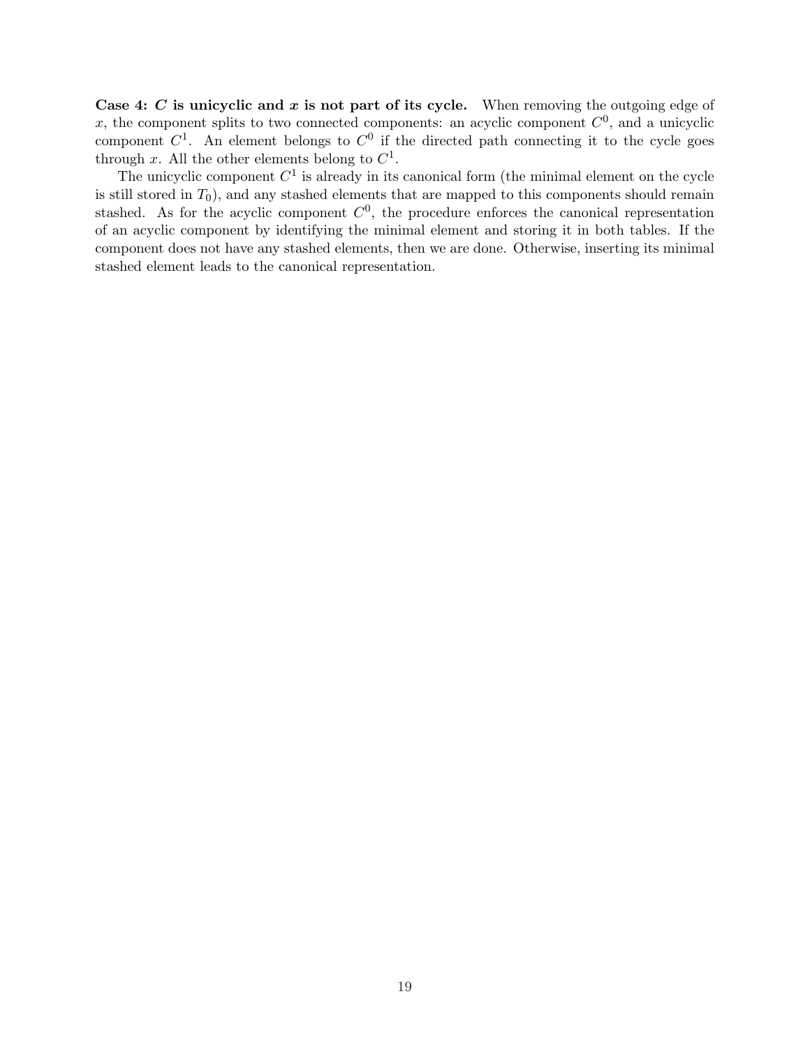**Case 4: $C$ is unicyclic and $x$ is not part of its cycle.** When removing the outgoing edge of $x$, the component splits to two connected components: an acyclic component $C^0$, and a unicyclic component $C^1$. An element belongs to $C^0$ if the directed path connecting it to the cycle goes through $x$. All the other elements belong to $C^1$.

The unicyclic component $C^1$ is already in its canonical form (the minimal element on the cycle is still stored in $T_0$), and any stashed elements that are mapped to this components should remain stashed. As for the acyclic component $C^0$, the procedure enforces the canonical representation of an acyclic component by identifying the minimal element and storing it in both tables. If the component does not have any stashed elements, then we are done. Otherwise, inserting its minimal stashed element leads to the canonical representation.